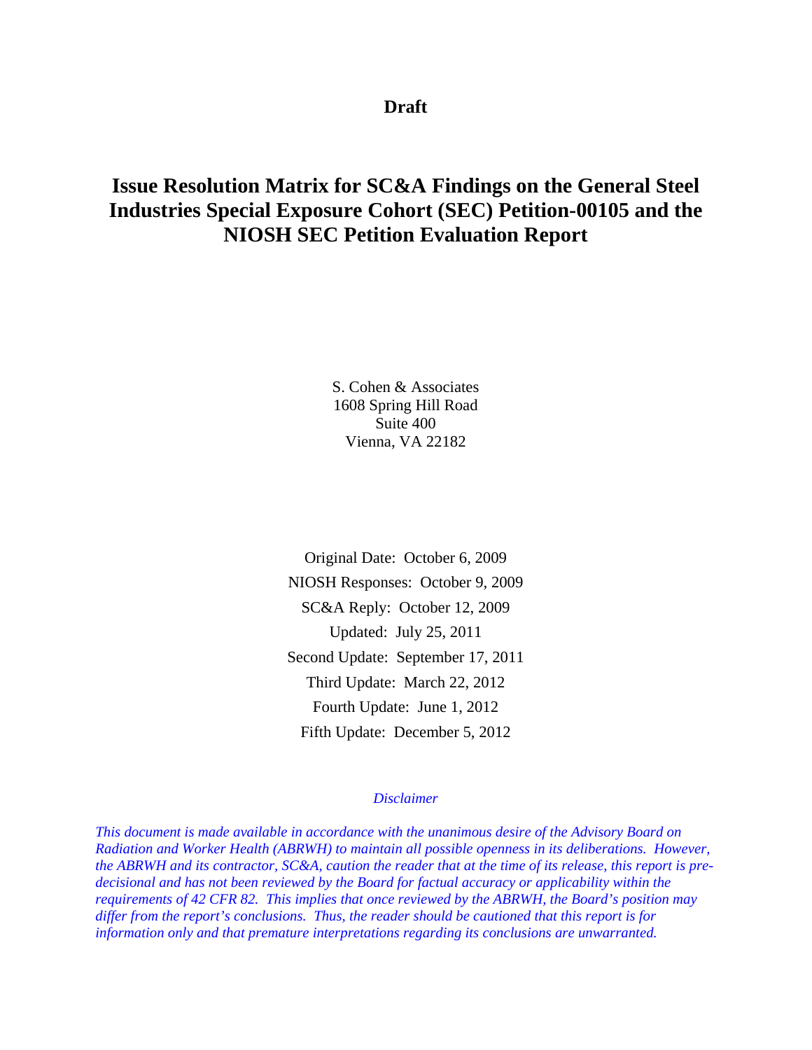**Draft**

# Issue Resolution Matrix for SC&A Findings on the General Steel Industries Special Exposure Cohort (SEC) Petition-00105 and the NIOSH SEC Petition Evaluation Report

S. Cohen & Associates
1608 Spring Hill Road
Suite 400
Vienna, VA 22182

Original Date: October 6, 2009
NIOSH Responses: October 9, 2009
SC&A Reply: October 12, 2009
Updated: July 25, 2011
Second Update: September 17, 2011
Third Update: March 22, 2012
Fourth Update: June 1, 2012
Fifth Update: December 5, 2012

*Disclaimer*

*This document is made available in accordance with the unanimous desire of the Advisory Board on Radiation and Worker Health (ABRWH) to maintain all possible openness in its deliberations. However, the ABRWH and its contractor, SC&A, caution the reader that at the time of its release, this report is pre-decisional and has not been reviewed by the Board for factual accuracy or applicability within the requirements of 42 CFR 82. This implies that once reviewed by the ABRWH, the Board's position may differ from the report's conclusions. Thus, the reader should be cautioned that this report is for information only and that premature interpretations regarding its conclusions are unwarranted.*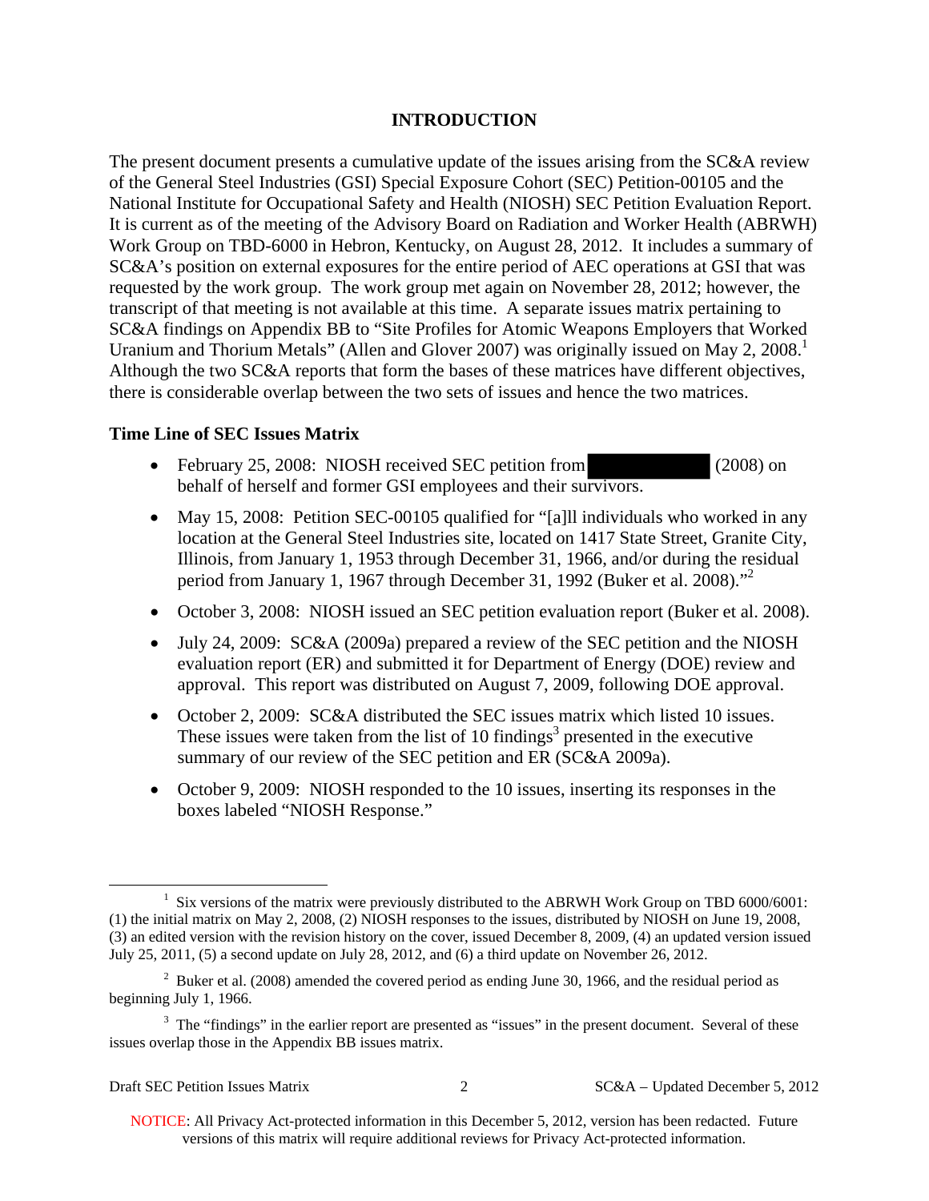**INTRODUCTION**

The present document presents a cumulative update of the issues arising from the SC&A review of the General Steel Industries (GSI) Special Exposure Cohort (SEC) Petition-00105 and the National Institute for Occupational Safety and Health (NIOSH) SEC Petition Evaluation Report. It is current as of the meeting of the Advisory Board on Radiation and Worker Health (ABRWH) Work Group on TBD-6000 in Hebron, Kentucky, on August 28, 2012. It includes a summary of SC&A's position on external exposures for the entire period of AEC operations at GSI that was requested by the work group. The work group met again on November 28, 2012; however, the transcript of that meeting is not available at this time. A separate issues matrix pertaining to SC&A findings on Appendix BB to "Site Profiles for Atomic Weapons Employers that Worked Uranium and Thorium Metals" (Allen and Glover 2007) was originally issued on May 2, 2008.[1] Although the two SC&A reports that form the bases of these matrices have different objectives, there is considerable overlap between the two sets of issues and hence the two matrices.

**Time Line of SEC Issues Matrix**

- February 25, 2008: NIOSH received SEC petition from [REDACTED] (2008) on behalf of herself and former GSI employees and their survivors.
- May 15, 2008: Petition SEC-00105 qualified for "[a]ll individuals who worked in any location at the General Steel Industries site, located on 1417 State Street, Granite City, Illinois, from January 1, 1953 through December 31, 1966, and/or during the residual period from January 1, 1967 through December 31, 1992 (Buker et al. 2008)."[2]
- October 3, 2008: NIOSH issued an SEC petition evaluation report (Buker et al. 2008).
- July 24, 2009: SC&A (2009a) prepared a review of the SEC petition and the NIOSH evaluation report (ER) and submitted it for Department of Energy (DOE) review and approval. This report was distributed on August 7, 2009, following DOE approval.
- October 2, 2009: SC&A distributed the SEC issues matrix which listed 10 issues. These issues were taken from the list of 10 findings[3] presented in the executive summary of our review of the SEC petition and ER (SC&A 2009a).
- October 9, 2009: NIOSH responded to the 10 issues, inserting its responses in the boxes labeled "NIOSH Response."

---

[1] Six versions of the matrix were previously distributed to the ABRWH Work Group on TBD 6000/6001: (1) the initial matrix on May 2, 2008, (2) NIOSH responses to the issues, distributed by NIOSH on June 19, 2008, (3) an edited version with the revision history on the cover, issued December 8, 2009, (4) an updated version issued July 25, 2011, (5) a second update on July 28, 2012, and (6) a third update on November 26, 2012.

[2] Buker et al. (2008) amended the covered period as ending June 30, 1966, and the residual period as beginning July 1, 1966.

[3] The "findings" in the earlier report are presented as "issues" in the present document. Several of these issues overlap those in the Appendix BB issues matrix.

NOTICE: All Privacy Act-protected information in this December 5, 2012, version has been redacted. Future versions of this matrix will require additional reviews for Privacy Act-protected information.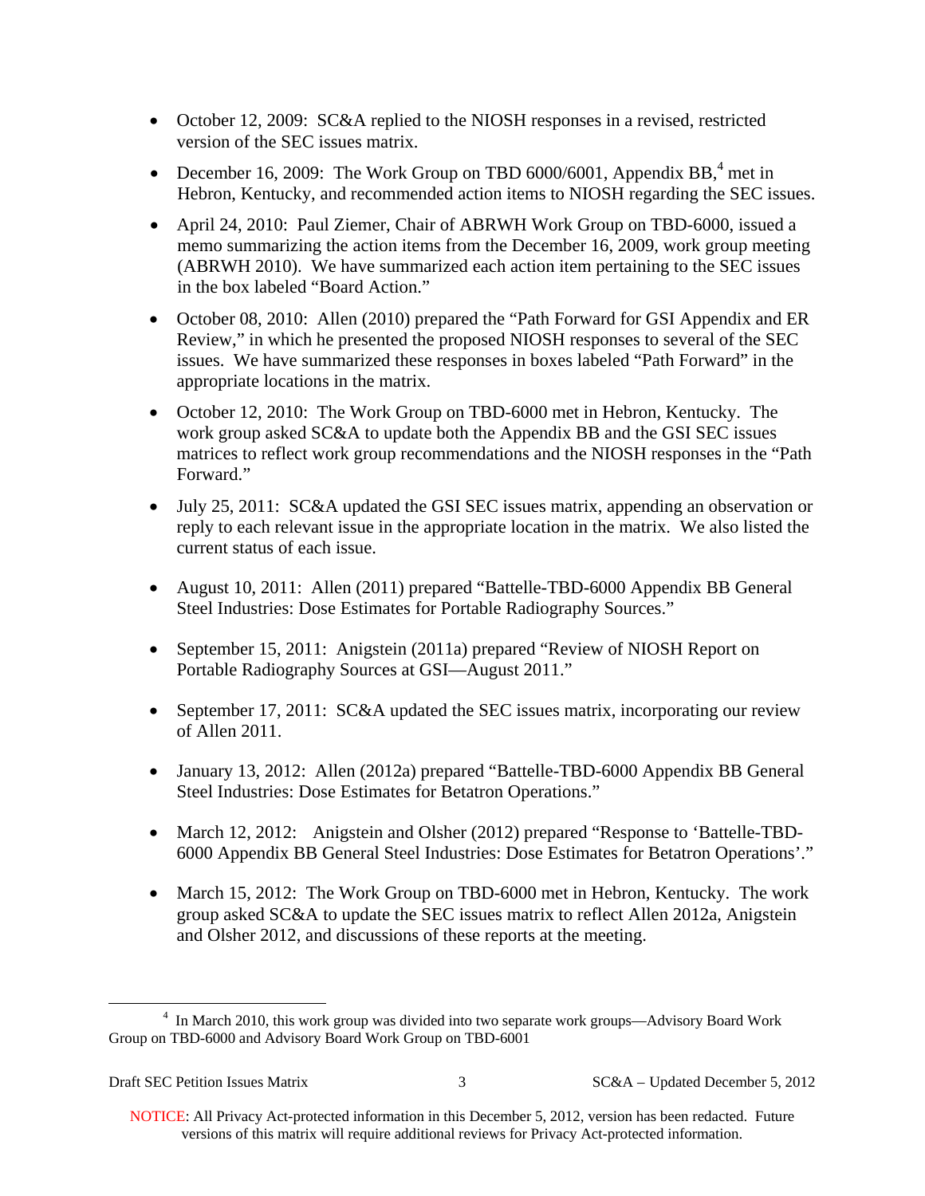- October 12, 2009: SC&A replied to the NIOSH responses in a revised, restricted version of the SEC issues matrix.
- December 16, 2009: The Work Group on TBD 6000/6001, Appendix BB,[4] met in Hebron, Kentucky, and recommended action items to NIOSH regarding the SEC issues.
- April 24, 2010: Paul Ziemer, Chair of ABRWH Work Group on TBD-6000, issued a memo summarizing the action items from the December 16, 2009, work group meeting (ABRWH 2010). We have summarized each action item pertaining to the SEC issues in the box labeled "Board Action."
- October 08, 2010: Allen (2010) prepared the "Path Forward for GSI Appendix and ER Review," in which he presented the proposed NIOSH responses to several of the SEC issues. We have summarized these responses in boxes labeled "Path Forward" in the appropriate locations in the matrix.
- October 12, 2010: The Work Group on TBD-6000 met in Hebron, Kentucky. The work group asked SC&A to update both the Appendix BB and the GSI SEC issues matrices to reflect work group recommendations and the NIOSH responses in the "Path Forward."
- July 25, 2011: SC&A updated the GSI SEC issues matrix, appending an observation or reply to each relevant issue in the appropriate location in the matrix. We also listed the current status of each issue.
- August 10, 2011: Allen (2011) prepared "Battelle-TBD-6000 Appendix BB General Steel Industries: Dose Estimates for Portable Radiography Sources."
- September 15, 2011: Anigstein (2011a) prepared "Review of NIOSH Report on Portable Radiography Sources at GSI—August 2011."
- September 17, 2011: SC&A updated the SEC issues matrix, incorporating our review of Allen 2011.
- January 13, 2012: Allen (2012a) prepared "Battelle-TBD-6000 Appendix BB General Steel Industries: Dose Estimates for Betatron Operations."
- March 12, 2012: Anigstein and Olsher (2012) prepared "Response to 'Battelle-TBD-6000 Appendix BB General Steel Industries: Dose Estimates for Betatron Operations'."
- March 15, 2012: The Work Group on TBD-6000 met in Hebron, Kentucky. The work group asked SC&A to update the SEC issues matrix to reflect Allen 2012a, Anigstein and Olsher 2012, and discussions of these reports at the meeting.

---

[4] In March 2010, this work group was divided into two separate work groups—Advisory Board Work Group on TBD-6000 and Advisory Board Work Group on TBD-6001

NOTICE: All Privacy Act-protected information in this December 5, 2012, version has been redacted. Future versions of this matrix will require additional reviews for Privacy Act-protected information.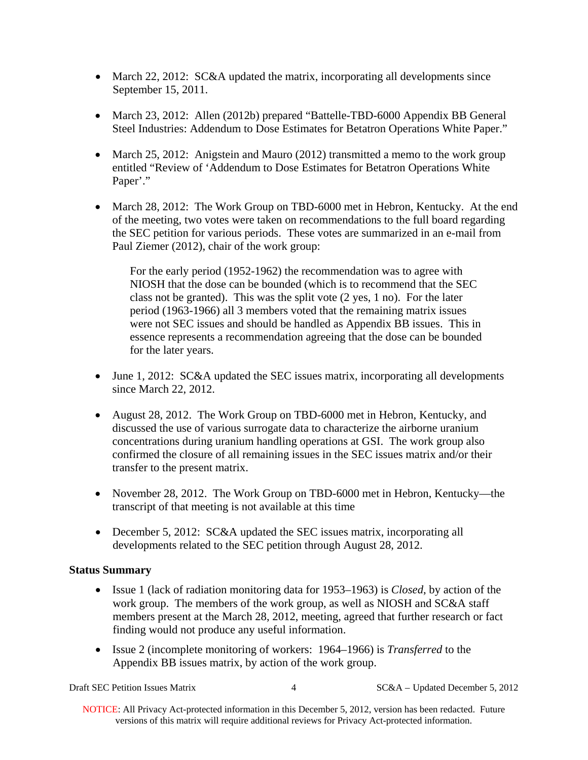- March 22, 2012: SC&A updated the matrix, incorporating all developments since September 15, 2011.

- March 23, 2012: Allen (2012b) prepared "Battelle-TBD-6000 Appendix BB General Steel Industries: Addendum to Dose Estimates for Betatron Operations White Paper."

- March 25, 2012: Anigstein and Mauro (2012) transmitted a memo to the work group entitled "Review of 'Addendum to Dose Estimates for Betatron Operations White Paper'."

- March 28, 2012: The Work Group on TBD-6000 met in Hebron, Kentucky. At the end of the meeting, two votes were taken on recommendations to the full board regarding the SEC petition for various periods. These votes are summarized in an e-mail from Paul Ziemer (2012), chair of the work group:

  > For the early period (1952-1962) the recommendation was to agree with NIOSH that the dose can be bounded (which is to recommend that the SEC class not be granted). This was the split vote (2 yes, 1 no). For the later period (1963-1966) all 3 members voted that the remaining matrix issues were not SEC issues and should be handled as Appendix BB issues. This in essence represents a recommendation agreeing that the dose can be bounded for the later years.

- June 1, 2012: SC&A updated the SEC issues matrix, incorporating all developments since March 22, 2012.

- August 28, 2012. The Work Group on TBD-6000 met in Hebron, Kentucky, and discussed the use of various surrogate data to characterize the airborne uranium concentrations during uranium handling operations at GSI. The work group also confirmed the closure of all remaining issues in the SEC issues matrix and/or their transfer to the present matrix.

- November 28, 2012. The Work Group on TBD-6000 met in Hebron, Kentucky—the transcript of that meeting is not available at this time

- December 5, 2012: SC&A updated the SEC issues matrix, incorporating all developments related to the SEC petition through August 28, 2012.

**Status Summary**

- Issue 1 (lack of radiation monitoring data for 1953–1963) is *Closed*, by action of the work group. The members of the work group, as well as NIOSH and SC&A staff members present at the March 28, 2012, meeting, agreed that further research or fact finding would not produce any useful information.

- Issue 2 (incomplete monitoring of workers: 1964–1966) is *Transferred* to the Appendix BB issues matrix, by action of the work group.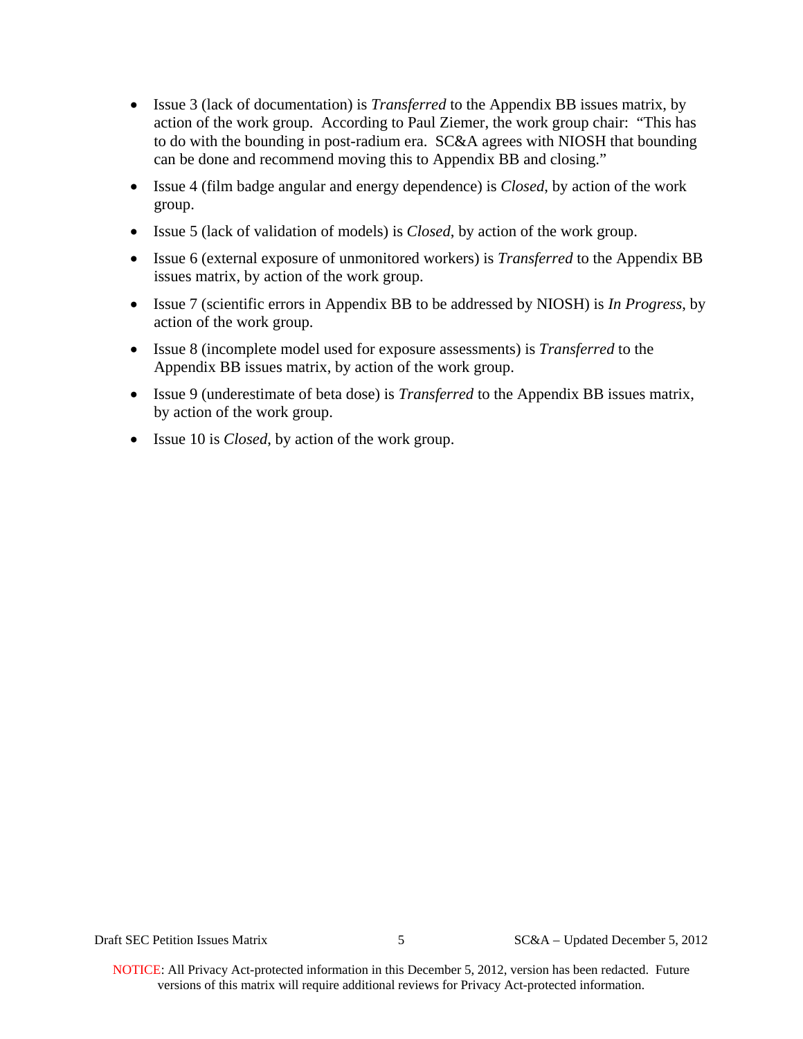- Issue 3 (lack of documentation) is *Transferred* to the Appendix BB issues matrix, by action of the work group. According to Paul Ziemer, the work group chair: "This has to do with the bounding in post-radium era. SC&A agrees with NIOSH that bounding can be done and recommend moving this to Appendix BB and closing."
- Issue 4 (film badge angular and energy dependence) is *Closed*, by action of the work group.
- Issue 5 (lack of validation of models) is *Closed*, by action of the work group.
- Issue 6 (external exposure of unmonitored workers) is *Transferred* to the Appendix BB issues matrix, by action of the work group.
- Issue 7 (scientific errors in Appendix BB to be addressed by NIOSH) is *In Progress*, by action of the work group.
- Issue 8 (incomplete model used for exposure assessments) is *Transferred* to the Appendix BB issues matrix, by action of the work group.
- Issue 9 (underestimate of beta dose) is *Transferred* to the Appendix BB issues matrix, by action of the work group.
- Issue 10 is *Closed*, by action of the work group.

NOTICE: All Privacy Act-protected information in this December 5, 2012, version has been redacted. Future versions of this matrix will require additional reviews for Privacy Act-protected information.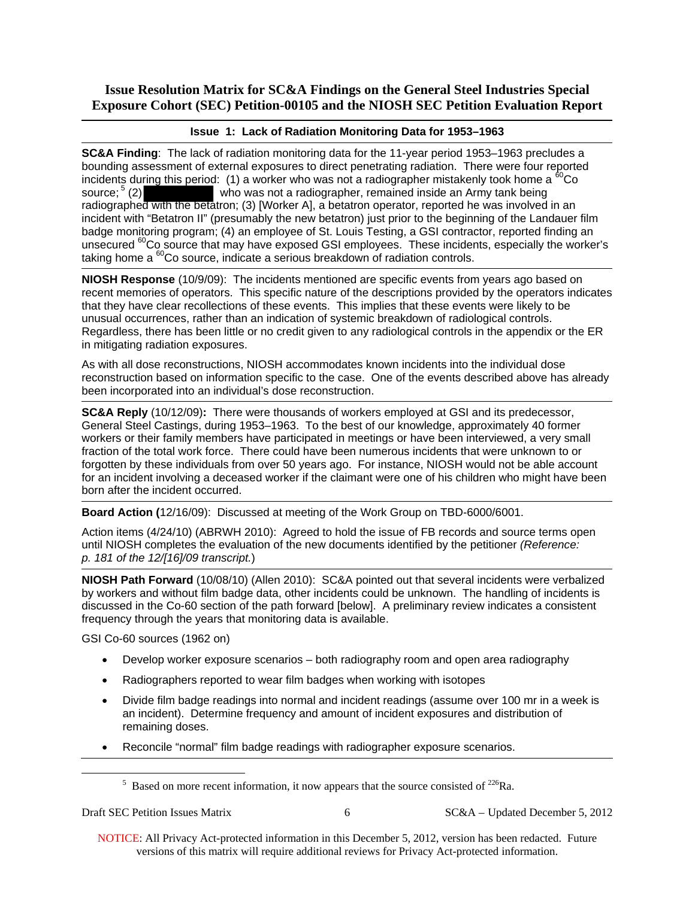## Issue Resolution Matrix for SC&A Findings on the General Steel Industries Special Exposure Cohort (SEC) Petition-00105 and the NIOSH SEC Petition Evaluation Report

### Issue 1: Lack of Radiation Monitoring Data for 1953–1963

**SC&A Finding**: The lack of radiation monitoring data for the 11-year period 1953–1963 precludes a bounding assessment of external exposures to direct penetrating radiation. There were four reported incidents during this period: (1) a worker who was not a radiographer mistakenly took home a $^{60}$Co source;[5] (2) [REDACTED] who was not a radiographer, remained inside an Army tank being radiographed with the betatron; (3) [Worker A], a betatron operator, reported he was involved in an incident with "Betatron II" (presumably the new betatron) just prior to the beginning of the Landauer film badge monitoring program; (4) an employee of St. Louis Testing, a GSI contractor, reported finding an unsecured $^{60}$Co source that may have exposed GSI employees. These incidents, especially the worker's taking home a $^{60}$Co source, indicate a serious breakdown of radiation controls.

**NIOSH Response** (10/9/09): The incidents mentioned are specific events from years ago based on recent memories of operators. This specific nature of the descriptions provided by the operators indicates that they have clear recollections of these events. This implies that these events were likely to be unusual occurrences, rather than an indication of systemic breakdown of radiological controls. Regardless, there has been little or no credit given to any radiological controls in the appendix or the ER in mitigating radiation exposures.

As with all dose reconstructions, NIOSH accommodates known incidents into the individual dose reconstruction based on information specific to the case. One of the events described above has already been incorporated into an individual's dose reconstruction.

**SC&A Reply** (10/12/09)**:** There were thousands of workers employed at GSI and its predecessor, General Steel Castings, during 1953–1963. To the best of our knowledge, approximately 40 former workers or their family members have participated in meetings or have been interviewed, a very small fraction of the total work force. There could have been numerous incidents that were unknown to or forgotten by these individuals from over 50 years ago. For instance, NIOSH would not be able account for an incident involving a deceased worker if the claimant were one of his children who might have been born after the incident occurred.

**Board Action (**12/16/09): Discussed at meeting of the Work Group on TBD-6000/6001.

Action items (4/24/10) (ABRWH 2010): Agreed to hold the issue of FB records and source terms open until NIOSH completes the evaluation of the new documents identified by the petitioner *(Reference: p. 181 of the 12/[16]/09 transcript.*)

**NIOSH Path Forward** (10/08/10) (Allen 2010): SC&A pointed out that several incidents were verbalized by workers and without film badge data, other incidents could be unknown. The handling of incidents is discussed in the Co-60 section of the path forward [below]. A preliminary review indicates a consistent frequency through the years that monitoring data is available.

GSI Co-60 sources (1962 on)

- Develop worker exposure scenarios – both radiography room and open area radiography
- Radiographers reported to wear film badges when working with isotopes
- Divide film badge readings into normal and incident readings (assume over 100 mr in a week is an incident). Determine frequency and amount of incident exposures and distribution of remaining doses.
- Reconcile "normal" film badge readings with radiographer exposure scenarios.

[5] Based on more recent information, it now appears that the source consisted of $^{226}$Ra.

NOTICE: All Privacy Act-protected information in this December 5, 2012, version has been redacted. Future versions of this matrix will require additional reviews for Privacy Act-protected information.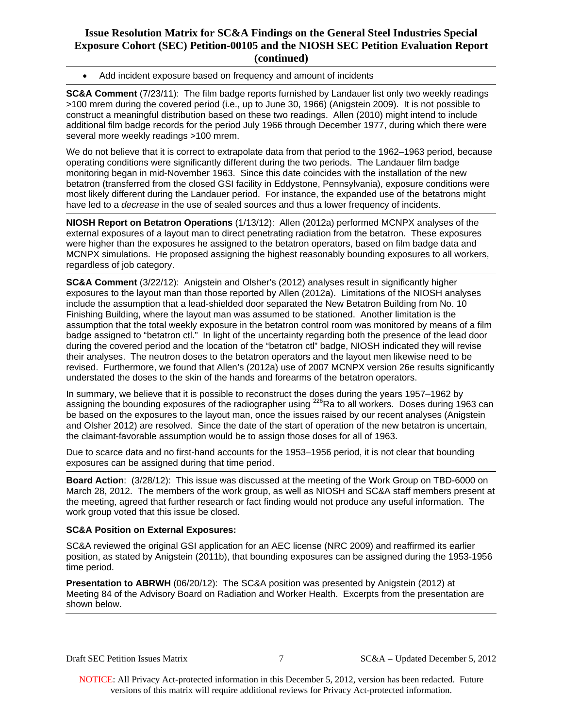- Add incident exposure based on frequency and amount of incidents

**SC&A Comment** (7/23/11): The film badge reports furnished by Landauer list only two weekly readings >100 mrem during the covered period (i.e., up to June 30, 1966) (Anigstein 2009). It is not possible to construct a meaningful distribution based on these two readings. Allen (2010) might intend to include additional film badge records for the period July 1966 through December 1977, during which there were several more weekly readings >100 mrem.

We do not believe that it is correct to extrapolate data from that period to the 1962–1963 period, because operating conditions were significantly different during the two periods. The Landauer film badge monitoring began in mid-November 1963. Since this date coincides with the installation of the new betatron (transferred from the closed GSI facility in Eddystone, Pennsylvania), exposure conditions were most likely different during the Landauer period. For instance, the expanded use of the betatrons might have led to a *decrease* in the use of sealed sources and thus a lower frequency of incidents.

**NIOSH Report on Betatron Operations** (1/13/12): Allen (2012a) performed MCNPX analyses of the external exposures of a layout man to direct penetrating radiation from the betatron. These exposures were higher than the exposures he assigned to the betatron operators, based on film badge data and MCNPX simulations. He proposed assigning the highest reasonably bounding exposures to all workers, regardless of job category.

**SC&A Comment** (3/22/12): Anigstein and Olsher's (2012) analyses result in significantly higher exposures to the layout man than those reported by Allen (2012a). Limitations of the NIOSH analyses include the assumption that a lead-shielded door separated the New Betatron Building from No. 10 Finishing Building, where the layout man was assumed to be stationed. Another limitation is the assumption that the total weekly exposure in the betatron control room was monitored by means of a film badge assigned to "betatron ctl." In light of the uncertainty regarding both the presence of the lead door during the covered period and the location of the "betatron ctl" badge, NIOSH indicated they will revise their analyses. The neutron doses to the betatron operators and the layout men likewise need to be revised. Furthermore, we found that Allen's (2012a) use of 2007 MCNPX version 26e results significantly understated the doses to the skin of the hands and forearms of the betatron operators.

In summary, we believe that it is possible to reconstruct the doses during the years 1957–1962 by assigning the bounding exposures of the radiographer using $^{226}Ra$ to all workers. Doses during 1963 can be based on the exposures to the layout man, once the issues raised by our recent analyses (Anigstein and Olsher 2012) are resolved. Since the date of the start of operation of the new betatron is uncertain, the claimant-favorable assumption would be to assign those doses for all of 1963.

Due to scarce data and no first-hand accounts for the 1953–1956 period, it is not clear that bounding exposures can be assigned during that time period.

**Board Action**: (3/28/12): This issue was discussed at the meeting of the Work Group on TBD-6000 on March 28, 2012. The members of the work group, as well as NIOSH and SC&A staff members present at the meeting, agreed that further research or fact finding would not produce any useful information. The work group voted that this issue be closed.

**SC&A Position on External Exposures:**

SC&A reviewed the original GSI application for an AEC license (NRC 2009) and reaffirmed its earlier position, as stated by Anigstein (2011b), that bounding exposures can be assigned during the 1953-1956 time period.

**Presentation to ABRWH** (06/20/12): The SC&A position was presented by Anigstein (2012) at Meeting 84 of the Advisory Board on Radiation and Worker Health. Excerpts from the presentation are shown below.

NOTICE: All Privacy Act-protected information in this December 5, 2012, version has been redacted. Future versions of this matrix will require additional reviews for Privacy Act-protected information.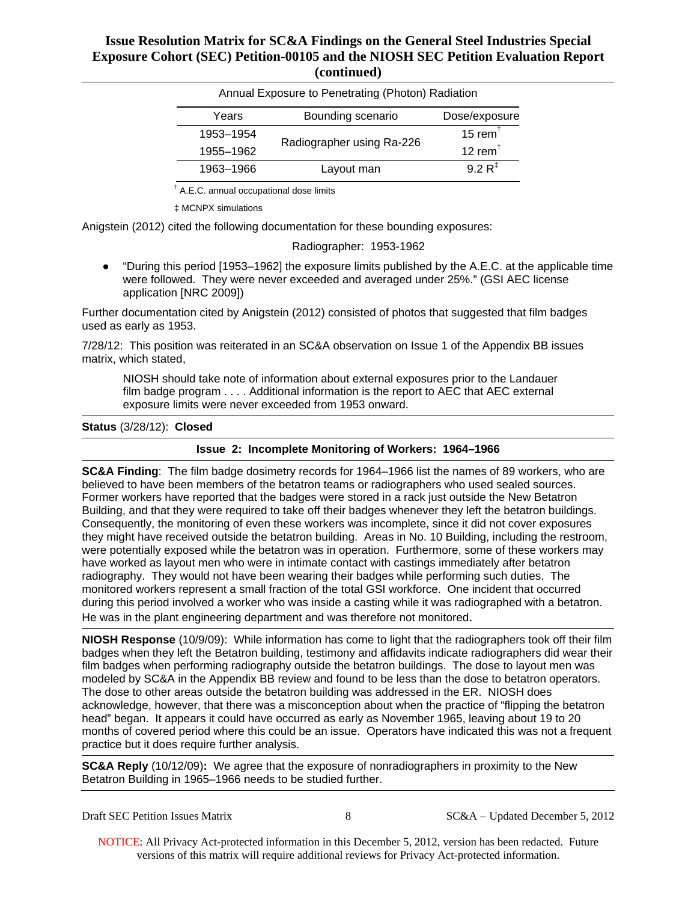Annual Exposure to Penetrating (Photon) Radiation

| Years | Bounding scenario | Dose/exposure |
|---|---|---|
| 1953–1954 | Radiographer using Ra-226 | 15 rem† |
| 1955–1962 | | 12 rem† |
| 1963–1966 | Layout man | 9.2 R‡ |

† A.E.C. annual occupational dose limits

‡ MCNPX simulations

Anigstein (2012) cited the following documentation for these bounding exposures:

Radiographer: 1953-1962

- "During this period [1953–1962] the exposure limits published by the A.E.C. at the applicable time were followed. They were never exceeded and averaged under 25%." (GSI AEC license application [NRC 2009])

Further documentation cited by Anigstein (2012) consisted of photos that suggested that film badges used as early as 1953.

7/28/12: This position was reiterated in an SC&A observation on Issue 1 of the Appendix BB issues matrix, which stated,

> NIOSH should take note of information about external exposures prior to the Landauer film badge program . . . . Additional information is the report to AEC that AEC external exposure limits were never exceeded from 1953 onward.

**Status** (3/28/12): **Closed**

**Issue 2: Incomplete Monitoring of Workers: 1964–1966**

**SC&A Finding**: The film badge dosimetry records for 1964–1966 list the names of 89 workers, who are believed to have been members of the betatron teams or radiographers who used sealed sources. Former workers have reported that the badges were stored in a rack just outside the New Betatron Building, and that they were required to take off their badges whenever they left the betatron buildings. Consequently, the monitoring of even these workers was incomplete, since it did not cover exposures they might have received outside the betatron building. Areas in No. 10 Building, including the restroom, were potentially exposed while the betatron was in operation. Furthermore, some of these workers may have worked as layout men who were in intimate contact with castings immediately after betatron radiography. They would not have been wearing their badges while performing such duties. The monitored workers represent a small fraction of the total GSI workforce. One incident that occurred during this period involved a worker who was inside a casting while it was radiographed with a betatron. He was in the plant engineering department and was therefore not monitored.

**NIOSH Response** (10/9/09): While information has come to light that the radiographers took off their film badges when they left the Betatron building, testimony and affidavits indicate radiographers did wear their film badges when performing radiography outside the betatron buildings. The dose to layout men was modeled by SC&A in the Appendix BB review and found to be less than the dose to betatron operators. The dose to other areas outside the betatron building was addressed in the ER. NIOSH does acknowledge, however, that there was a misconception about when the practice of "flipping the betatron head" began. It appears it could have occurred as early as November 1965, leaving about 19 to 20 months of covered period where this could be an issue. Operators have indicated this was not a frequent practice but it does require further analysis.

**SC&A Reply** (10/12/09)**:** We agree that the exposure of nonradiographers in proximity to the New Betatron Building in 1965–1966 needs to be studied further.

NOTICE: All Privacy Act-protected information in this December 5, 2012, version has been redacted. Future versions of this matrix will require additional reviews for Privacy Act-protected information.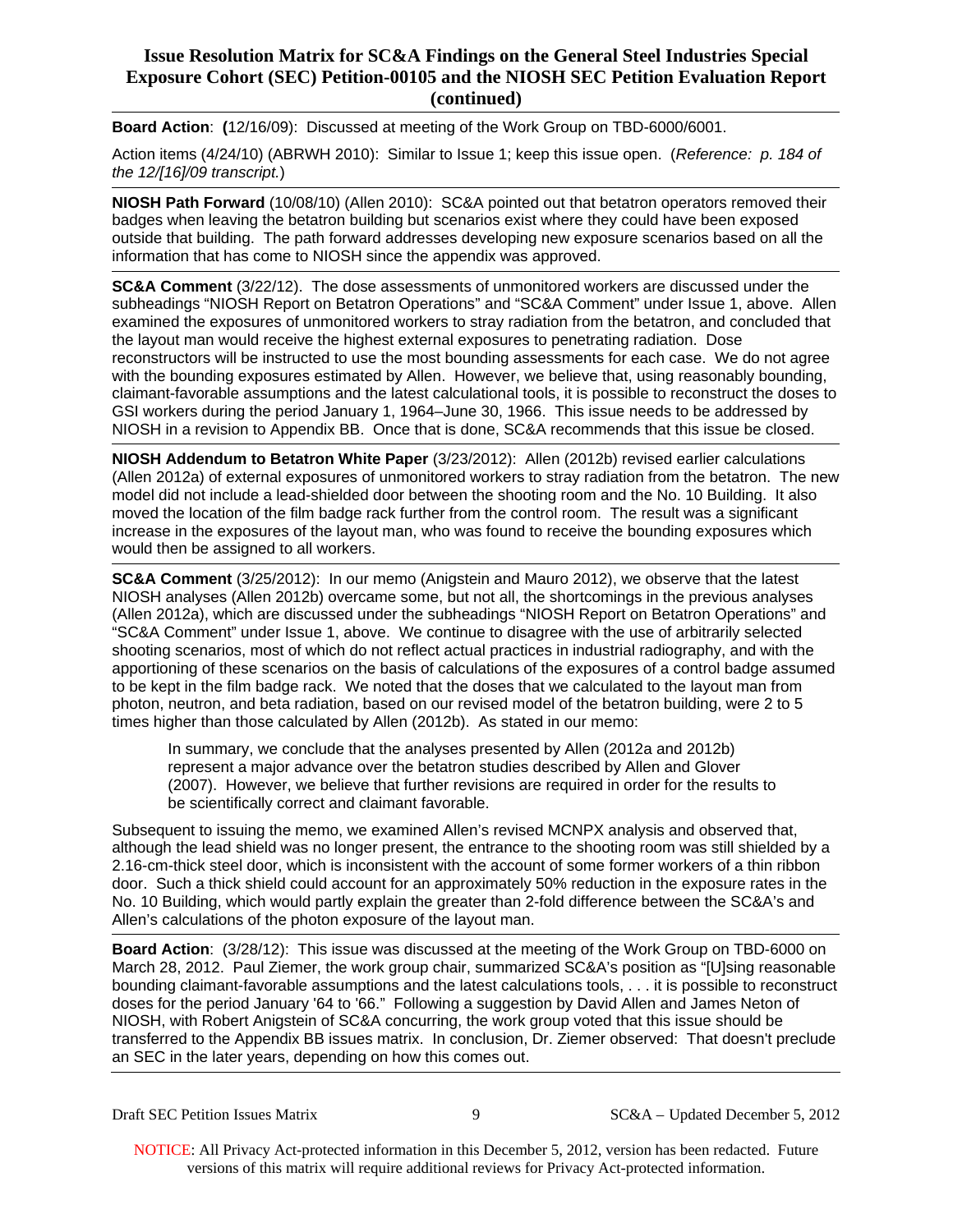**Board Action**: **(**12/16/09): Discussed at meeting of the Work Group on TBD-6000/6001.

Action items (4/24/10) (ABRWH 2010): Similar to Issue 1; keep this issue open. (*Reference: p. 184 of the 12/[16]/09 transcript.*)

**NIOSH Path Forward** (10/08/10) (Allen 2010): SC&A pointed out that betatron operators removed their badges when leaving the betatron building but scenarios exist where they could have been exposed outside that building. The path forward addresses developing new exposure scenarios based on all the information that has come to NIOSH since the appendix was approved.

**SC&A Comment** (3/22/12). The dose assessments of unmonitored workers are discussed under the subheadings "NIOSH Report on Betatron Operations" and "SC&A Comment" under Issue 1, above. Allen examined the exposures of unmonitored workers to stray radiation from the betatron, and concluded that the layout man would receive the highest external exposures to penetrating radiation. Dose reconstructors will be instructed to use the most bounding assessments for each case. We do not agree with the bounding exposures estimated by Allen. However, we believe that, using reasonably bounding, claimant-favorable assumptions and the latest calculational tools, it is possible to reconstruct the doses to GSI workers during the period January 1, 1964–June 30, 1966. This issue needs to be addressed by NIOSH in a revision to Appendix BB. Once that is done, SC&A recommends that this issue be closed.

**NIOSH Addendum to Betatron White Paper** (3/23/2012): Allen (2012b) revised earlier calculations (Allen 2012a) of external exposures of unmonitored workers to stray radiation from the betatron. The new model did not include a lead-shielded door between the shooting room and the No. 10 Building. It also moved the location of the film badge rack further from the control room. The result was a significant increase in the exposures of the layout man, who was found to receive the bounding exposures which would then be assigned to all workers.

**SC&A Comment** (3/25/2012): In our memo (Anigstein and Mauro 2012), we observe that the latest NIOSH analyses (Allen 2012b) overcame some, but not all, the shortcomings in the previous analyses (Allen 2012a), which are discussed under the subheadings "NIOSH Report on Betatron Operations" and "SC&A Comment" under Issue 1, above. We continue to disagree with the use of arbitrarily selected shooting scenarios, most of which do not reflect actual practices in industrial radiography, and with the apportioning of these scenarios on the basis of calculations of the exposures of a control badge assumed to be kept in the film badge rack. We noted that the doses that we calculated to the layout man from photon, neutron, and beta radiation, based on our revised model of the betatron building, were 2 to 5 times higher than those calculated by Allen (2012b). As stated in our memo:

> In summary, we conclude that the analyses presented by Allen (2012a and 2012b) represent a major advance over the betatron studies described by Allen and Glover (2007). However, we believe that further revisions are required in order for the results to be scientifically correct and claimant favorable.

Subsequent to issuing the memo, we examined Allen's revised MCNPX analysis and observed that, although the lead shield was no longer present, the entrance to the shooting room was still shielded by a 2.16-cm-thick steel door, which is inconsistent with the account of some former workers of a thin ribbon door. Such a thick shield could account for an approximately 50% reduction in the exposure rates in the No. 10 Building, which would partly explain the greater than 2-fold difference between the SC&A's and Allen's calculations of the photon exposure of the layout man.

**Board Action**: (3/28/12): This issue was discussed at the meeting of the Work Group on TBD-6000 on March 28, 2012. Paul Ziemer, the work group chair, summarized SC&A's position as "[U]sing reasonable bounding claimant-favorable assumptions and the latest calculations tools, . . . it is possible to reconstruct doses for the period January '64 to '66." Following a suggestion by David Allen and James Neton of NIOSH, with Robert Anigstein of SC&A concurring, the work group voted that this issue should be transferred to the Appendix BB issues matrix. In conclusion, Dr. Ziemer observed: That doesn't preclude an SEC in the later years, depending on how this comes out.

NOTICE: All Privacy Act-protected information in this December 5, 2012, version has been redacted. Future versions of this matrix will require additional reviews for Privacy Act-protected information.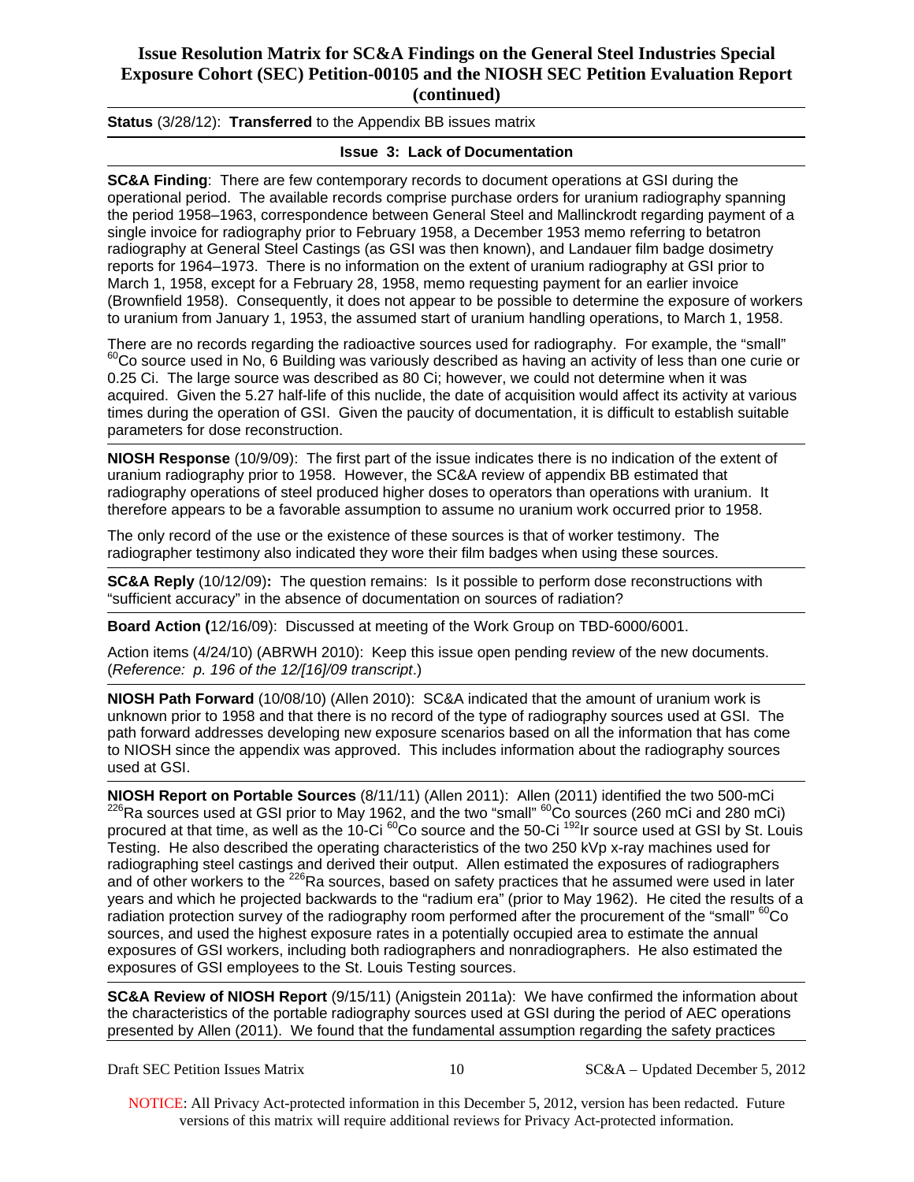**Status** (3/28/12): **Transferred** to the Appendix BB issues matrix

**Issue 3: Lack of Documentation**

**SC&A Finding**: There are few contemporary records to document operations at GSI during the operational period. The available records comprise purchase orders for uranium radiography spanning the period 1958–1963, correspondence between General Steel and Mallinckrodt regarding payment of a single invoice for radiography prior to February 1958, a December 1953 memo referring to betatron radiography at General Steel Castings (as GSI was then known), and Landauer film badge dosimetry reports for 1964–1973. There is no information on the extent of uranium radiography at GSI prior to March 1, 1958, except for a February 28, 1958, memo requesting payment for an earlier invoice (Brownfield 1958). Consequently, it does not appear to be possible to determine the exposure of workers to uranium from January 1, 1953, the assumed start of uranium handling operations, to March 1, 1958.

There are no records regarding the radioactive sources used for radiography. For example, the "small" $^{60}$Co source used in No, 6 Building was variously described as having an activity of less than one curie or 0.25 Ci. The large source was described as 80 Ci; however, we could not determine when it was acquired. Given the 5.27 half-life of this nuclide, the date of acquisition would affect its activity at various times during the operation of GSI. Given the paucity of documentation, it is difficult to establish suitable parameters for dose reconstruction.

**NIOSH Response** (10/9/09): The first part of the issue indicates there is no indication of the extent of uranium radiography prior to 1958. However, the SC&A review of appendix BB estimated that radiography operations of steel produced higher doses to operators than operations with uranium. It therefore appears to be a favorable assumption to assume no uranium work occurred prior to 1958.

The only record of the use or the existence of these sources is that of worker testimony. The radiographer testimony also indicated they wore their film badges when using these sources.

**SC&A Reply** (10/12/09)**:** The question remains: Is it possible to perform dose reconstructions with "sufficient accuracy" in the absence of documentation on sources of radiation?

**Board Action (**12/16/09): Discussed at meeting of the Work Group on TBD-6000/6001.

Action items (4/24/10) (ABRWH 2010): Keep this issue open pending review of the new documents. (*Reference: p. 196 of the 12/[16]/09 transcript*.)

**NIOSH Path Forward** (10/08/10) (Allen 2010): SC&A indicated that the amount of uranium work is unknown prior to 1958 and that there is no record of the type of radiography sources used at GSI. The path forward addresses developing new exposure scenarios based on all the information that has come to NIOSH since the appendix was approved. This includes information about the radiography sources used at GSI.

**NIOSH Report on Portable Sources** (8/11/11) (Allen 2011): Allen (2011) identified the two 500-mCi $^{226}$Ra sources used at GSI prior to May 1962, and the two "small" $^{60}$Co sources (260 mCi and 280 mCi) procured at that time, as well as the 10-Ci $^{60}$Co source and the 50-Ci $^{192}$Ir source used at GSI by St. Louis Testing. He also described the operating characteristics of the two 250 kVp x-ray machines used for radiographing steel castings and derived their output. Allen estimated the exposures of radiographers and of other workers to the $^{226}$Ra sources, based on safety practices that he assumed were used in later years and which he projected backwards to the "radium era" (prior to May 1962). He cited the results of a radiation protection survey of the radiography room performed after the procurement of the "small" $^{60}$Co sources, and used the highest exposure rates in a potentially occupied area to estimate the annual exposures of GSI workers, including both radiographers and nonradiographers. He also estimated the exposures of GSI employees to the St. Louis Testing sources.

**SC&A Review of NIOSH Report** (9/15/11) (Anigstein 2011a): We have confirmed the information about the characteristics of the portable radiography sources used at GSI during the period of AEC operations presented by Allen (2011). We found that the fundamental assumption regarding the safety practices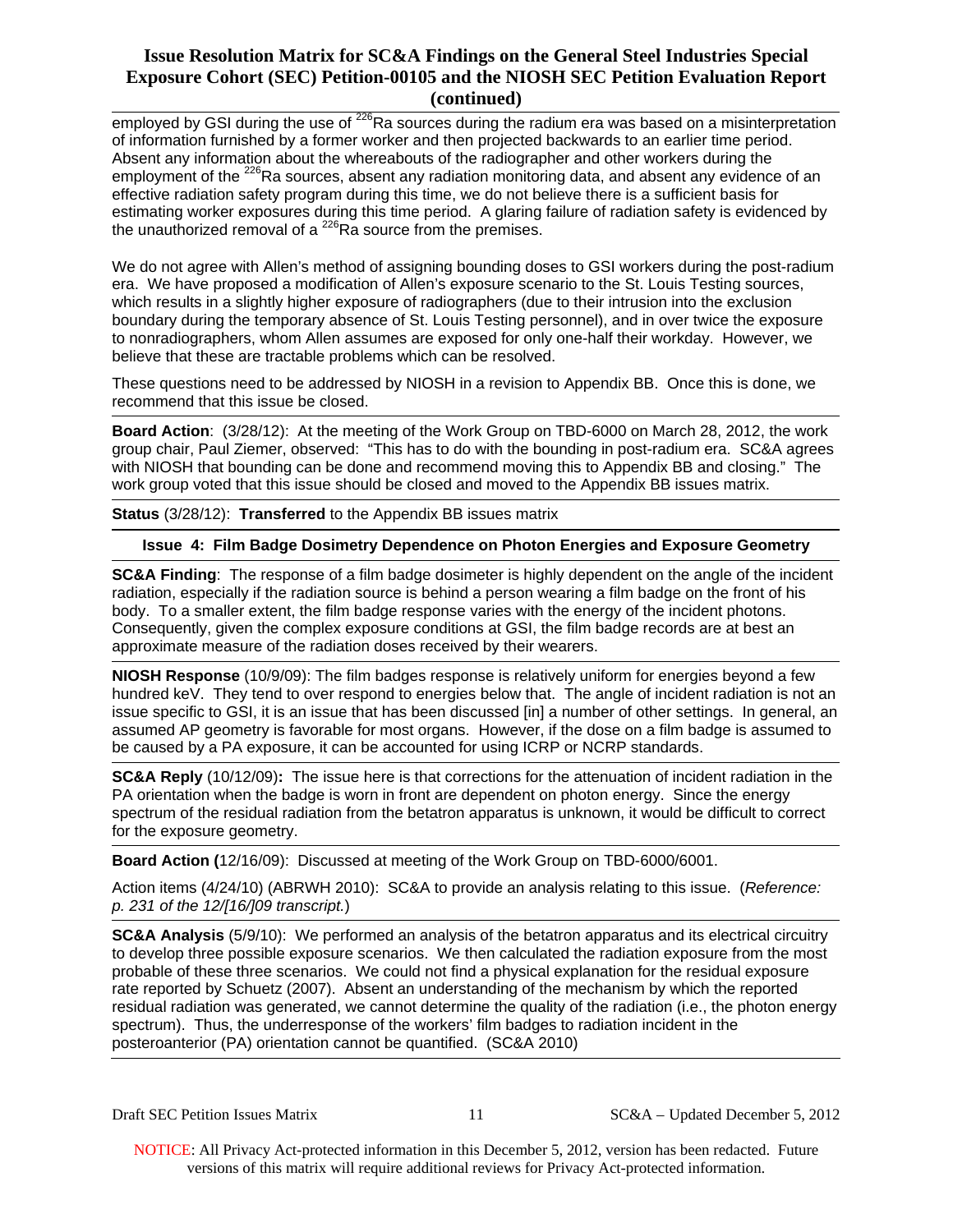employed by GSI during the use of $^{226}$Ra sources during the radium era was based on a misinterpretation of information furnished by a former worker and then projected backwards to an earlier time period. Absent any information about the whereabouts of the radiographer and other workers during the employment of the $^{226}$Ra sources, absent any radiation monitoring data, and absent any evidence of an effective radiation safety program during this time, we do not believe there is a sufficient basis for estimating worker exposures during this time period. A glaring failure of radiation safety is evidenced by the unauthorized removal of a $^{226}$Ra source from the premises.

We do not agree with Allen's method of assigning bounding doses to GSI workers during the post-radium era. We have proposed a modification of Allen's exposure scenario to the St. Louis Testing sources, which results in a slightly higher exposure of radiographers (due to their intrusion into the exclusion boundary during the temporary absence of St. Louis Testing personnel), and in over twice the exposure to nonradiographers, whom Allen assumes are exposed for only one-half their workday. However, we believe that these are tractable problems which can be resolved.

These questions need to be addressed by NIOSH in a revision to Appendix BB. Once this is done, we recommend that this issue be closed.

**Board Action**: (3/28/12): At the meeting of the Work Group on TBD-6000 on March 28, 2012, the work group chair, Paul Ziemer, observed: "This has to do with the bounding in post-radium era. SC&A agrees with NIOSH that bounding can be done and recommend moving this to Appendix BB and closing." The work group voted that this issue should be closed and moved to the Appendix BB issues matrix.

**Status** (3/28/12): **Transferred** to the Appendix BB issues matrix

**Issue 4: Film Badge Dosimetry Dependence on Photon Energies and Exposure Geometry**

**SC&A Finding**: The response of a film badge dosimeter is highly dependent on the angle of the incident radiation, especially if the radiation source is behind a person wearing a film badge on the front of his body. To a smaller extent, the film badge response varies with the energy of the incident photons. Consequently, given the complex exposure conditions at GSI, the film badge records are at best an approximate measure of the radiation doses received by their wearers.

**NIOSH Response** (10/9/09): The film badges response is relatively uniform for energies beyond a few hundred keV. They tend to over respond to energies below that. The angle of incident radiation is not an issue specific to GSI, it is an issue that has been discussed [in] a number of other settings. In general, an assumed AP geometry is favorable for most organs. However, if the dose on a film badge is assumed to be caused by a PA exposure, it can be accounted for using ICRP or NCRP standards.

**SC&A Reply** (10/12/09)**:** The issue here is that corrections for the attenuation of incident radiation in the PA orientation when the badge is worn in front are dependent on photon energy. Since the energy spectrum of the residual radiation from the betatron apparatus is unknown, it would be difficult to correct for the exposure geometry.

**Board Action (**12/16/09): Discussed at meeting of the Work Group on TBD-6000/6001.

Action items (4/24/10) (ABRWH 2010): SC&A to provide an analysis relating to this issue. (*Reference: p. 231 of the 12/[16/]09 transcript.*)

**SC&A Analysis** (5/9/10): We performed an analysis of the betatron apparatus and its electrical circuitry to develop three possible exposure scenarios. We then calculated the radiation exposure from the most probable of these three scenarios. We could not find a physical explanation for the residual exposure rate reported by Schuetz (2007). Absent an understanding of the mechanism by which the reported residual radiation was generated, we cannot determine the quality of the radiation (i.e., the photon energy spectrum). Thus, the underresponse of the workers' film badges to radiation incident in the posteroanterior (PA) orientation cannot be quantified. (SC&A 2010)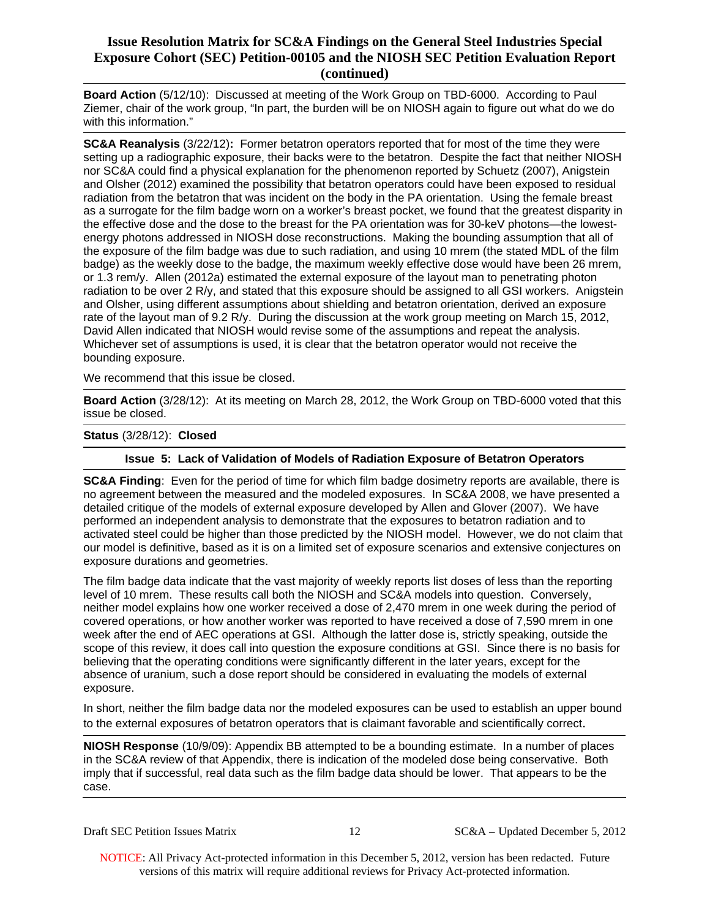**Board Action** (5/12/10): Discussed at meeting of the Work Group on TBD-6000. According to Paul Ziemer, chair of the work group, "In part, the burden will be on NIOSH again to figure out what do we do with this information."

**SC&A Reanalysis** (3/22/12)**:** Former betatron operators reported that for most of the time they were setting up a radiographic exposure, their backs were to the betatron. Despite the fact that neither NIOSH nor SC&A could find a physical explanation for the phenomenon reported by Schuetz (2007), Anigstein and Olsher (2012) examined the possibility that betatron operators could have been exposed to residual radiation from the betatron that was incident on the body in the PA orientation. Using the female breast as a surrogate for the film badge worn on a worker's breast pocket, we found that the greatest disparity in the effective dose and the dose to the breast for the PA orientation was for 30-keV photons—the lowest-energy photons addressed in NIOSH dose reconstructions. Making the bounding assumption that all of the exposure of the film badge was due to such radiation, and using 10 mrem (the stated MDL of the film badge) as the weekly dose to the badge, the maximum weekly effective dose would have been 26 mrem, or 1.3 rem/y. Allen (2012a) estimated the external exposure of the layout man to penetrating photon radiation to be over 2 R/y, and stated that this exposure should be assigned to all GSI workers. Anigstein and Olsher, using different assumptions about shielding and betatron orientation, derived an exposure rate of the layout man of 9.2 R/y. During the discussion at the work group meeting on March 15, 2012, David Allen indicated that NIOSH would revise some of the assumptions and repeat the analysis. Whichever set of assumptions is used, it is clear that the betatron operator would not receive the bounding exposure.

We recommend that this issue be closed.

**Board Action** (3/28/12): At its meeting on March 28, 2012, the Work Group on TBD-6000 voted that this issue be closed.

**Status** (3/28/12): **Closed**

## Issue 5: Lack of Validation of Models of Radiation Exposure of Betatron Operators

**SC&A Finding**: Even for the period of time for which film badge dosimetry reports are available, there is no agreement between the measured and the modeled exposures. In SC&A 2008, we have presented a detailed critique of the models of external exposure developed by Allen and Glover (2007). We have performed an independent analysis to demonstrate that the exposures to betatron radiation and to activated steel could be higher than those predicted by the NIOSH model. However, we do not claim that our model is definitive, based as it is on a limited set of exposure scenarios and extensive conjectures on exposure durations and geometries.

The film badge data indicate that the vast majority of weekly reports list doses of less than the reporting level of 10 mrem. These results call both the NIOSH and SC&A models into question. Conversely, neither model explains how one worker received a dose of 2,470 mrem in one week during the period of covered operations, or how another worker was reported to have received a dose of 7,590 mrem in one week after the end of AEC operations at GSI. Although the latter dose is, strictly speaking, outside the scope of this review, it does call into question the exposure conditions at GSI. Since there is no basis for believing that the operating conditions were significantly different in the later years, except for the absence of uranium, such a dose report should be considered in evaluating the models of external exposure.

In short, neither the film badge data nor the modeled exposures can be used to establish an upper bound to the external exposures of betatron operators that is claimant favorable and scientifically correct.

**NIOSH Response** (10/9/09): Appendix BB attempted to be a bounding estimate. In a number of places in the SC&A review of that Appendix, there is indication of the modeled dose being conservative. Both imply that if successful, real data such as the film badge data should be lower. That appears to be the case.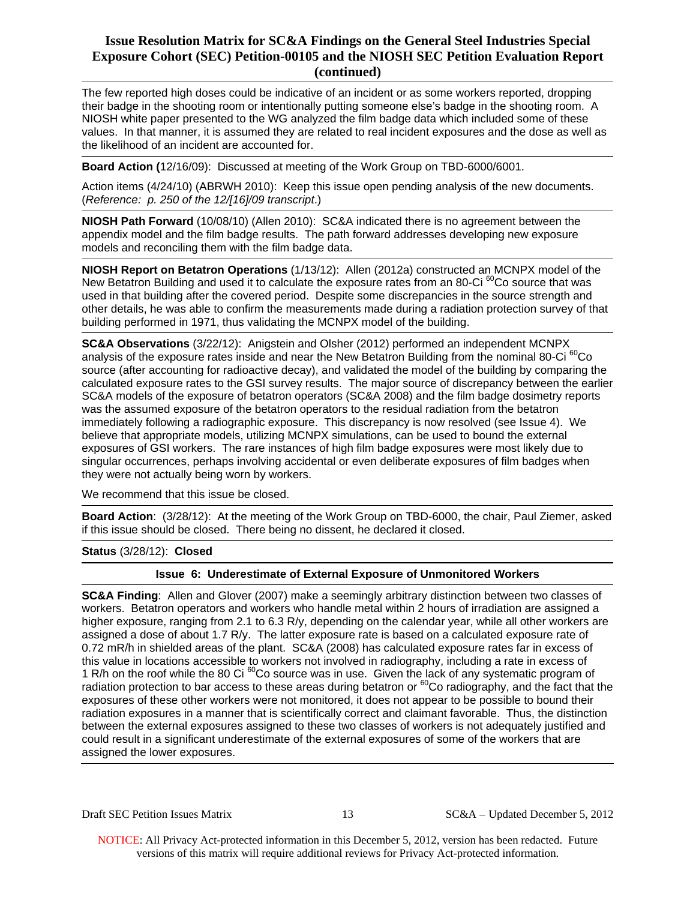The few reported high doses could be indicative of an incident or as some workers reported, dropping their badge in the shooting room or intentionally putting someone else's badge in the shooting room. A NIOSH white paper presented to the WG analyzed the film badge data which included some of these values. In that manner, it is assumed they are related to real incident exposures and the dose as well as the likelihood of an incident are accounted for.

**Board Action (**12/16/09): Discussed at meeting of the Work Group on TBD-6000/6001.

Action items (4/24/10) (ABRWH 2010): Keep this issue open pending analysis of the new documents. (*Reference: p. 250 of the 12/[16]/09 transcript*.)

**NIOSH Path Forward** (10/08/10) (Allen 2010): SC&A indicated there is no agreement between the appendix model and the film badge results. The path forward addresses developing new exposure models and reconciling them with the film badge data.

**NIOSH Report on Betatron Operations** (1/13/12): Allen (2012a) constructed an MCNPX model of the New Betatron Building and used it to calculate the exposure rates from an 80-Ci $^{60}$Co source that was used in that building after the covered period. Despite some discrepancies in the source strength and other details, he was able to confirm the measurements made during a radiation protection survey of that building performed in 1971, thus validating the MCNPX model of the building.

**SC&A Observations** (3/22/12): Anigstein and Olsher (2012) performed an independent MCNPX analysis of the exposure rates inside and near the New Betatron Building from the nominal 80-Ci $^{60}$Co source (after accounting for radioactive decay), and validated the model of the building by comparing the calculated exposure rates to the GSI survey results. The major source of discrepancy between the earlier SC&A models of the exposure of betatron operators (SC&A 2008) and the film badge dosimetry reports was the assumed exposure of the betatron operators to the residual radiation from the betatron immediately following a radiographic exposure. This discrepancy is now resolved (see Issue 4). We believe that appropriate models, utilizing MCNPX simulations, can be used to bound the external exposures of GSI workers. The rare instances of high film badge exposures were most likely due to singular occurrences, perhaps involving accidental or even deliberate exposures of film badges when they were not actually being worn by workers.

We recommend that this issue be closed.

**Board Action**: (3/28/12): At the meeting of the Work Group on TBD-6000, the chair, Paul Ziemer, asked if this issue should be closed. There being no dissent, he declared it closed.

**Status** (3/28/12): **Closed**

### Issue 6: Underestimate of External Exposure of Unmonitored Workers

**SC&A Finding**: Allen and Glover (2007) make a seemingly arbitrary distinction between two classes of workers. Betatron operators and workers who handle metal within 2 hours of irradiation are assigned a higher exposure, ranging from 2.1 to 6.3 R/y, depending on the calendar year, while all other workers are assigned a dose of about 1.7 R/y. The latter exposure rate is based on a calculated exposure rate of 0.72 mR/h in shielded areas of the plant. SC&A (2008) has calculated exposure rates far in excess of this value in locations accessible to workers not involved in radiography, including a rate in excess of 1 R/h on the roof while the 80 Ci $^{60}$Co source was in use. Given the lack of any systematic program of radiation protection to bar access to these areas during betatron or $^{60}$Co radiography, and the fact that the exposures of these other workers were not monitored, it does not appear to be possible to bound their radiation exposures in a manner that is scientifically correct and claimant favorable. Thus, the distinction between the external exposures assigned to these two classes of workers is not adequately justified and could result in a significant underestimate of the external exposures of some of the workers that are assigned the lower exposures.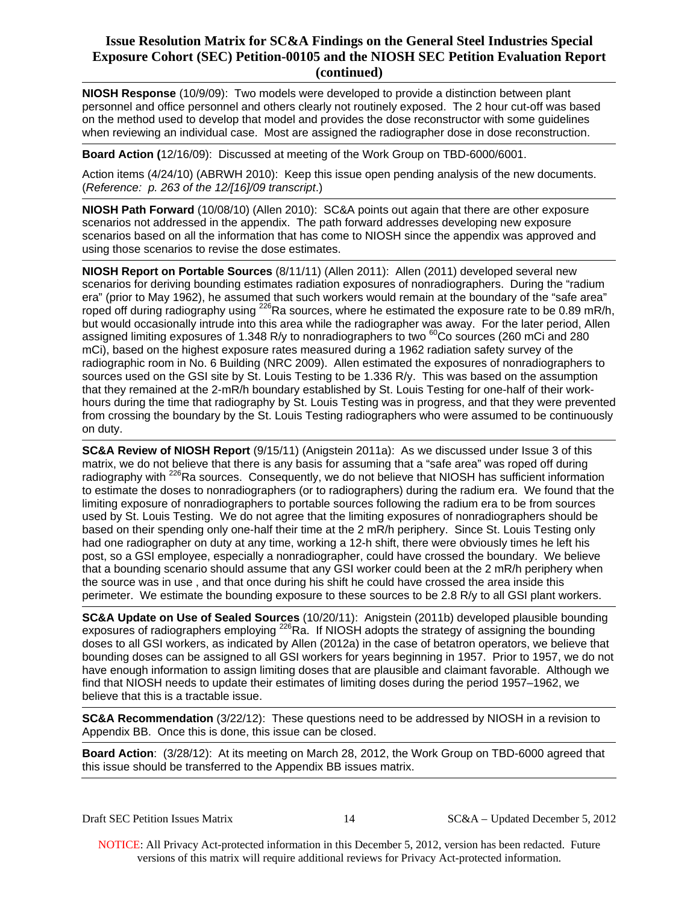**NIOSH Response** (10/9/09): Two models were developed to provide a distinction between plant personnel and office personnel and others clearly not routinely exposed. The 2 hour cut-off was based on the method used to develop that model and provides the dose reconstructor with some guidelines when reviewing an individual case. Most are assigned the radiographer dose in dose reconstruction.

**Board Action (**12/16/09): Discussed at meeting of the Work Group on TBD-6000/6001.

Action items (4/24/10) (ABRWH 2010): Keep this issue open pending analysis of the new documents. (*Reference: p. 263 of the 12/[16]/09 transcript*.)

**NIOSH Path Forward** (10/08/10) (Allen 2010): SC&A points out again that there are other exposure scenarios not addressed in the appendix. The path forward addresses developing new exposure scenarios based on all the information that has come to NIOSH since the appendix was approved and using those scenarios to revise the dose estimates.

**NIOSH Report on Portable Sources** (8/11/11) (Allen 2011): Allen (2011) developed several new scenarios for deriving bounding estimates radiation exposures of nonradiographers. During the "radium era" (prior to May 1962), he assumed that such workers would remain at the boundary of the "safe area" roped off during radiography using $^{226}$Ra sources, where he estimated the exposure rate to be 0.89 mR/h, but would occasionally intrude into this area while the radiographer was away. For the later period, Allen assigned limiting exposures of 1.348 R/y to nonradiographers to two $^{60}$Co sources (260 mCi and 280 mCi), based on the highest exposure rates measured during a 1962 radiation safety survey of the radiographic room in No. 6 Building (NRC 2009). Allen estimated the exposures of nonradiographers to sources used on the GSI site by St. Louis Testing to be 1.336 R/y. This was based on the assumption that they remained at the 2-mR/h boundary established by St. Louis Testing for one-half of their work-hours during the time that radiography by St. Louis Testing was in progress, and that they were prevented from crossing the boundary by the St. Louis Testing radiographers who were assumed to be continuously on duty.

**SC&A Review of NIOSH Report** (9/15/11) (Anigstein 2011a): As we discussed under Issue 3 of this matrix, we do not believe that there is any basis for assuming that a "safe area" was roped off during radiography with $^{226}$Ra sources. Consequently, we do not believe that NIOSH has sufficient information to estimate the doses to nonradiographers (or to radiographers) during the radium era. We found that the limiting exposure of nonradiographers to portable sources following the radium era to be from sources used by St. Louis Testing. We do not agree that the limiting exposures of nonradiographers should be based on their spending only one-half their time at the 2 mR/h periphery. Since St. Louis Testing only had one radiographer on duty at any time, working a 12-h shift, there were obviously times he left his post, so a GSI employee, especially a nonradiographer, could have crossed the boundary. We believe that a bounding scenario should assume that any GSI worker could been at the 2 mR/h periphery when the source was in use , and that once during his shift he could have crossed the area inside this perimeter. We estimate the bounding exposure to these sources to be 2.8 R/y to all GSI plant workers.

**SC&A Update on Use of Sealed Sources** (10/20/11): Anigstein (2011b) developed plausible bounding exposures of radiographers employing $^{226}$Ra. If NIOSH adopts the strategy of assigning the bounding doses to all GSI workers, as indicated by Allen (2012a) in the case of betatron operators, we believe that bounding doses can be assigned to all GSI workers for years beginning in 1957. Prior to 1957, we do not have enough information to assign limiting doses that are plausible and claimant favorable. Although we find that NIOSH needs to update their estimates of limiting doses during the period 1957–1962, we believe that this is a tractable issue.

**SC&A Recommendation** (3/22/12): These questions need to be addressed by NIOSH in a revision to Appendix BB. Once this is done, this issue can be closed.

**Board Action**: (3/28/12): At its meeting on March 28, 2012, the Work Group on TBD-6000 agreed that this issue should be transferred to the Appendix BB issues matrix.

NOTICE: All Privacy Act-protected information in this December 5, 2012, version has been redacted. Future versions of this matrix will require additional reviews for Privacy Act-protected information.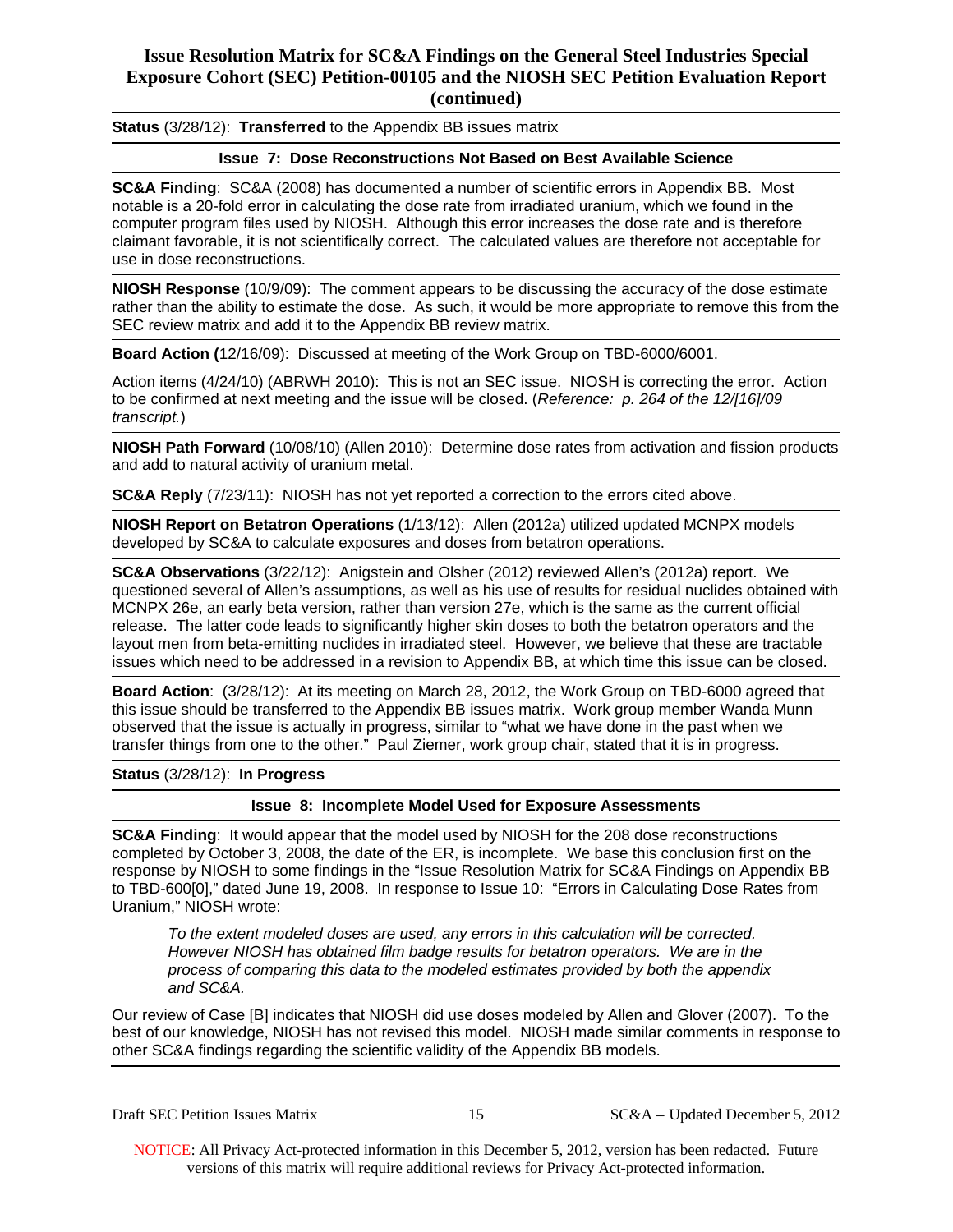**Status** (3/28/12): **Transferred** to the Appendix BB issues matrix

### Issue 7: Dose Reconstructions Not Based on Best Available Science

**SC&A Finding**: SC&A (2008) has documented a number of scientific errors in Appendix BB. Most notable is a 20-fold error in calculating the dose rate from irradiated uranium, which we found in the computer program files used by NIOSH. Although this error increases the dose rate and is therefore claimant favorable, it is not scientifically correct. The calculated values are therefore not acceptable for use in dose reconstructions.

**NIOSH Response** (10/9/09): The comment appears to be discussing the accuracy of the dose estimate rather than the ability to estimate the dose. As such, it would be more appropriate to remove this from the SEC review matrix and add it to the Appendix BB review matrix.

**Board Action (**12/16/09): Discussed at meeting of the Work Group on TBD-6000/6001.

Action items (4/24/10) (ABRWH 2010): This is not an SEC issue. NIOSH is correcting the error. Action to be confirmed at next meeting and the issue will be closed. (*Reference: p. 264 of the 12/[16]/09 transcript.*)

**NIOSH Path Forward** (10/08/10) (Allen 2010): Determine dose rates from activation and fission products and add to natural activity of uranium metal.

**SC&A Reply** (7/23/11): NIOSH has not yet reported a correction to the errors cited above.

**NIOSH Report on Betatron Operations** (1/13/12): Allen (2012a) utilized updated MCNPX models developed by SC&A to calculate exposures and doses from betatron operations.

**SC&A Observations** (3/22/12): Anigstein and Olsher (2012) reviewed Allen's (2012a) report. We questioned several of Allen's assumptions, as well as his use of results for residual nuclides obtained with MCNPX 26e, an early beta version, rather than version 27e, which is the same as the current official release. The latter code leads to significantly higher skin doses to both the betatron operators and the layout men from beta-emitting nuclides in irradiated steel. However, we believe that these are tractable issues which need to be addressed in a revision to Appendix BB, at which time this issue can be closed.

**Board Action**: (3/28/12): At its meeting on March 28, 2012, the Work Group on TBD-6000 agreed that this issue should be transferred to the Appendix BB issues matrix. Work group member Wanda Munn observed that the issue is actually in progress, similar to "what we have done in the past when we transfer things from one to the other." Paul Ziemer, work group chair, stated that it is in progress.

**Status** (3/28/12): **In Progress**

### Issue 8: Incomplete Model Used for Exposure Assessments

**SC&A Finding**: It would appear that the model used by NIOSH for the 208 dose reconstructions completed by October 3, 2008, the date of the ER, is incomplete. We base this conclusion first on the response by NIOSH to some findings in the "Issue Resolution Matrix for SC&A Findings on Appendix BB to TBD-600[0]," dated June 19, 2008. In response to Issue 10: "Errors in Calculating Dose Rates from Uranium," NIOSH wrote:

> *To the extent modeled doses are used, any errors in this calculation will be corrected. However NIOSH has obtained film badge results for betatron operators. We are in the process of comparing this data to the modeled estimates provided by both the appendix and SC&A.*

Our review of Case [B] indicates that NIOSH did use doses modeled by Allen and Glover (2007). To the best of our knowledge, NIOSH has not revised this model. NIOSH made similar comments in response to other SC&A findings regarding the scientific validity of the Appendix BB models.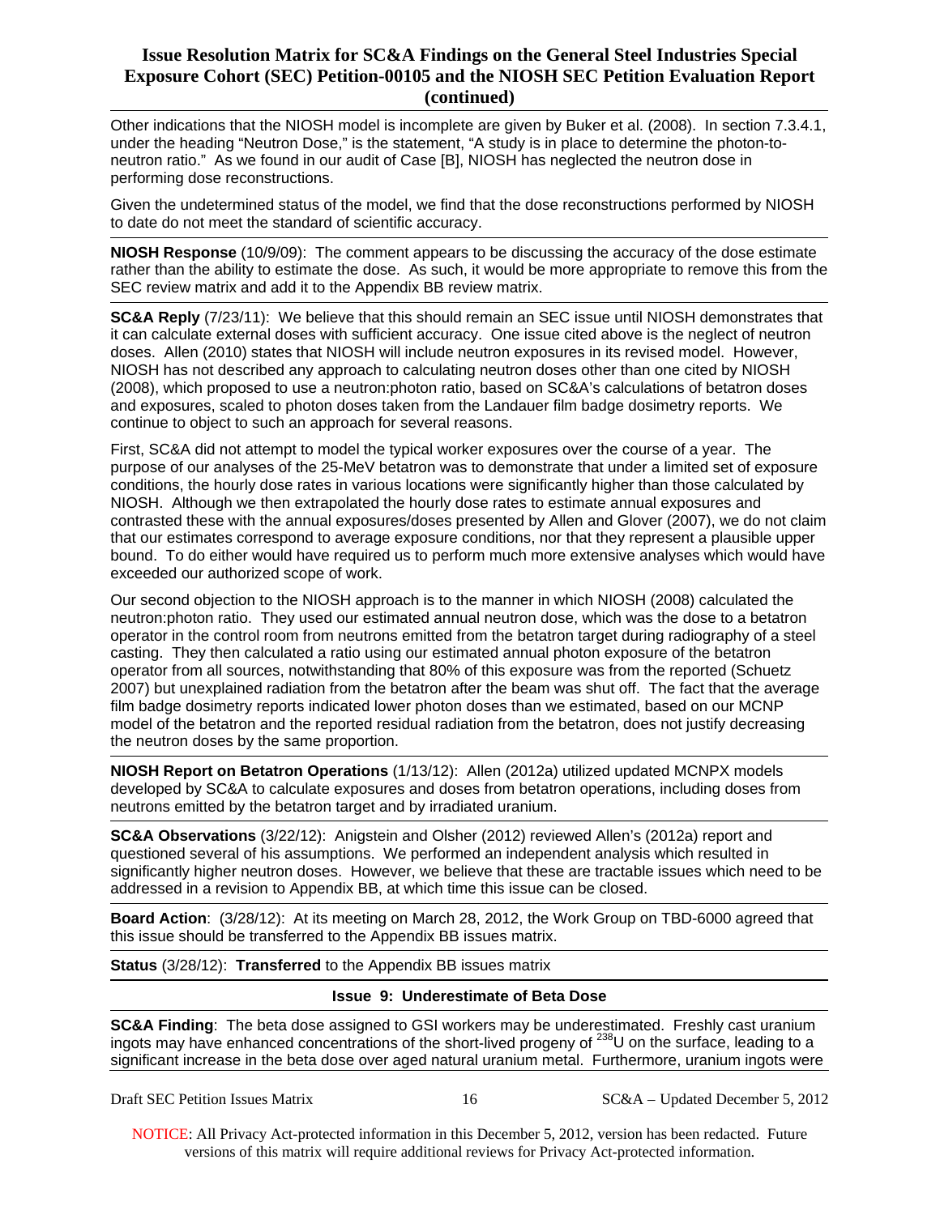Other indications that the NIOSH model is incomplete are given by Buker et al. (2008). In section 7.3.4.1, under the heading "Neutron Dose," is the statement, "A study is in place to determine the photon-to-neutron ratio." As we found in our audit of Case [B], NIOSH has neglected the neutron dose in performing dose reconstructions.

Given the undetermined status of the model, we find that the dose reconstructions performed by NIOSH to date do not meet the standard of scientific accuracy.

**NIOSH Response** (10/9/09): The comment appears to be discussing the accuracy of the dose estimate rather than the ability to estimate the dose. As such, it would be more appropriate to remove this from the SEC review matrix and add it to the Appendix BB review matrix.

**SC&A Reply** (7/23/11): We believe that this should remain an SEC issue until NIOSH demonstrates that it can calculate external doses with sufficient accuracy. One issue cited above is the neglect of neutron doses. Allen (2010) states that NIOSH will include neutron exposures in its revised model. However, NIOSH has not described any approach to calculating neutron doses other than one cited by NIOSH (2008), which proposed to use a neutron:photon ratio, based on SC&A's calculations of betatron doses and exposures, scaled to photon doses taken from the Landauer film badge dosimetry reports. We continue to object to such an approach for several reasons.

First, SC&A did not attempt to model the typical worker exposures over the course of a year. The purpose of our analyses of the 25-MeV betatron was to demonstrate that under a limited set of exposure conditions, the hourly dose rates in various locations were significantly higher than those calculated by NIOSH. Although we then extrapolated the hourly dose rates to estimate annual exposures and contrasted these with the annual exposures/doses presented by Allen and Glover (2007), we do not claim that our estimates correspond to average exposure conditions, nor that they represent a plausible upper bound. To do either would have required us to perform much more extensive analyses which would have exceeded our authorized scope of work.

Our second objection to the NIOSH approach is to the manner in which NIOSH (2008) calculated the neutron:photon ratio. They used our estimated annual neutron dose, which was the dose to a betatron operator in the control room from neutrons emitted from the betatron target during radiography of a steel casting. They then calculated a ratio using our estimated annual photon exposure of the betatron operator from all sources, notwithstanding that 80% of this exposure was from the reported (Schuetz 2007) but unexplained radiation from the betatron after the beam was shut off. The fact that the average film badge dosimetry reports indicated lower photon doses than we estimated, based on our MCNP model of the betatron and the reported residual radiation from the betatron, does not justify decreasing the neutron doses by the same proportion.

**NIOSH Report on Betatron Operations** (1/13/12): Allen (2012a) utilized updated MCNPX models developed by SC&A to calculate exposures and doses from betatron operations, including doses from neutrons emitted by the betatron target and by irradiated uranium.

**SC&A Observations** (3/22/12): Anigstein and Olsher (2012) reviewed Allen's (2012a) report and questioned several of his assumptions. We performed an independent analysis which resulted in significantly higher neutron doses. However, we believe that these are tractable issues which need to be addressed in a revision to Appendix BB, at which time this issue can be closed.

**Board Action**: (3/28/12): At its meeting on March 28, 2012, the Work Group on TBD-6000 agreed that this issue should be transferred to the Appendix BB issues matrix.

**Status** (3/28/12): **Transferred** to the Appendix BB issues matrix

**Issue 9: Underestimate of Beta Dose**

**SC&A Finding**: The beta dose assigned to GSI workers may be underestimated. Freshly cast uranium ingots may have enhanced concentrations of the short-lived progeny of $^{238}U$ on the surface, leading to a significant increase in the beta dose over aged natural uranium metal. Furthermore, uranium ingots were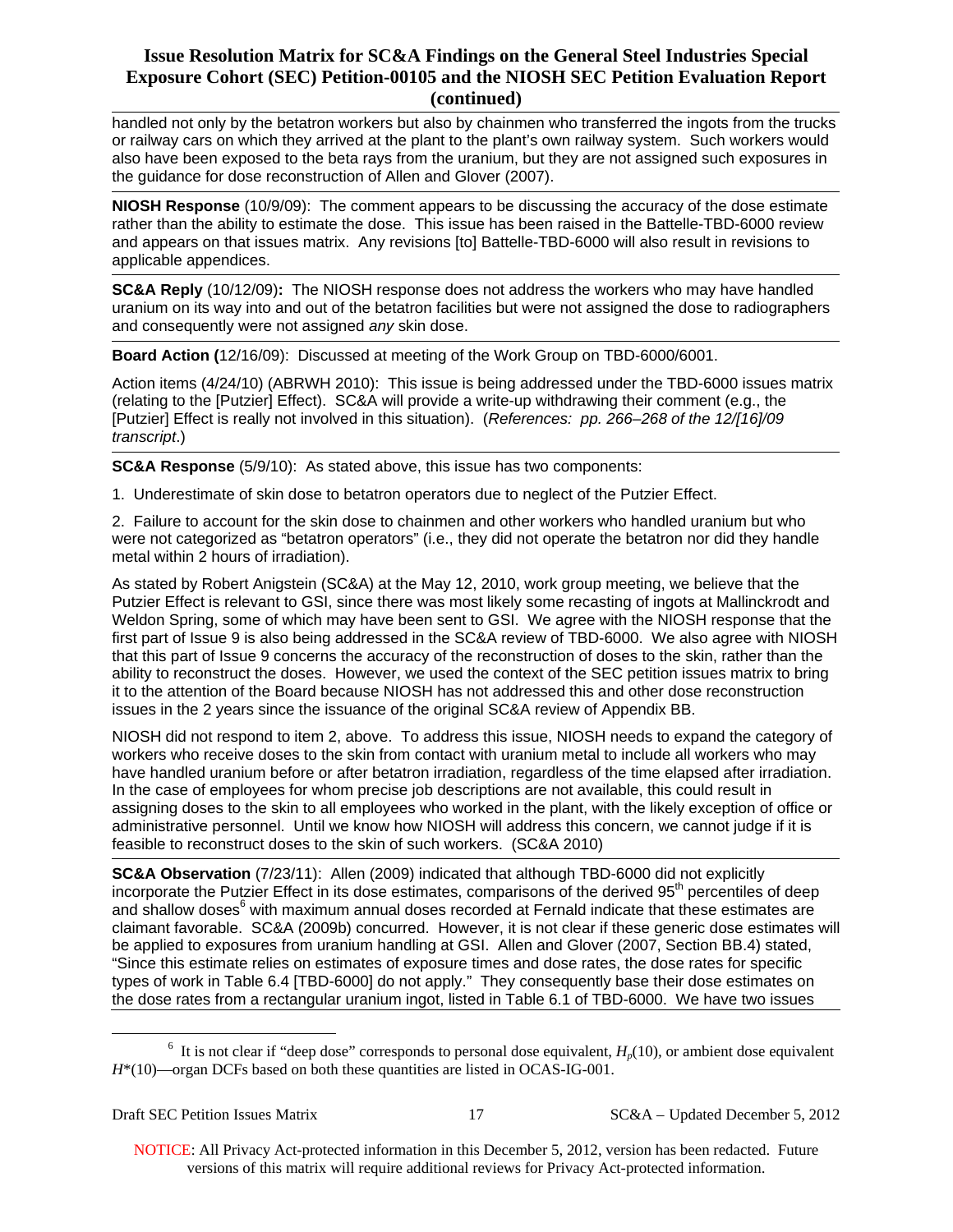handled not only by the betatron workers but also by chainmen who transferred the ingots from the trucks or railway cars on which they arrived at the plant to the plant's own railway system. Such workers would also have been exposed to the beta rays from the uranium, but they are not assigned such exposures in the guidance for dose reconstruction of Allen and Glover (2007).

**NIOSH Response** (10/9/09): The comment appears to be discussing the accuracy of the dose estimate rather than the ability to estimate the dose. This issue has been raised in the Battelle-TBD-6000 review and appears on that issues matrix. Any revisions [to] Battelle-TBD-6000 will also result in revisions to applicable appendices.

**SC&A Reply** (10/12/09)**:** The NIOSH response does not address the workers who may have handled uranium on its way into and out of the betatron facilities but were not assigned the dose to radiographers and consequently were not assigned *any* skin dose.

**Board Action (**12/16/09): Discussed at meeting of the Work Group on TBD-6000/6001.

Action items (4/24/10) (ABRWH 2010): This issue is being addressed under the TBD-6000 issues matrix (relating to the [Putzier] Effect). SC&A will provide a write-up withdrawing their comment (e.g., the [Putzier] Effect is really not involved in this situation). (*References: pp. 266–268 of the 12/[16]/09 transcript*.)

**SC&A Response** (5/9/10): As stated above, this issue has two components:

1. Underestimate of skin dose to betatron operators due to neglect of the Putzier Effect.

2. Failure to account for the skin dose to chainmen and other workers who handled uranium but who were not categorized as "betatron operators" (i.e., they did not operate the betatron nor did they handle metal within 2 hours of irradiation).

As stated by Robert Anigstein (SC&A) at the May 12, 2010, work group meeting, we believe that the Putzier Effect is relevant to GSI, since there was most likely some recasting of ingots at Mallinckrodt and Weldon Spring, some of which may have been sent to GSI. We agree with the NIOSH response that the first part of Issue 9 is also being addressed in the SC&A review of TBD-6000. We also agree with NIOSH that this part of Issue 9 concerns the accuracy of the reconstruction of doses to the skin, rather than the ability to reconstruct the doses. However, we used the context of the SEC petition issues matrix to bring it to the attention of the Board because NIOSH has not addressed this and other dose reconstruction issues in the 2 years since the issuance of the original SC&A review of Appendix BB.

NIOSH did not respond to item 2, above. To address this issue, NIOSH needs to expand the category of workers who receive doses to the skin from contact with uranium metal to include all workers who may have handled uranium before or after betatron irradiation, regardless of the time elapsed after irradiation. In the case of employees for whom precise job descriptions are not available, this could result in assigning doses to the skin to all employees who worked in the plant, with the likely exception of office or administrative personnel. Until we know how NIOSH will address this concern, we cannot judge if it is feasible to reconstruct doses to the skin of such workers. (SC&A 2010)

**SC&A Observation** (7/23/11): Allen (2009) indicated that although TBD-6000 did not explicitly incorporate the Putzier Effect in its dose estimates, comparisons of the derived 95th percentiles of deep and shallow doses[6] with maximum annual doses recorded at Fernald indicate that these estimates are claimant favorable. SC&A (2009b) concurred. However, it is not clear if these generic dose estimates will be applied to exposures from uranium handling at GSI. Allen and Glover (2007, Section BB.4) stated, "Since this estimate relies on estimates of exposure times and dose rates, the dose rates for specific types of work in Table 6.4 [TBD-6000] do not apply." They consequently base their dose estimates on the dose rates from a rectangular uranium ingot, listed in Table 6.1 of TBD-6000. We have two issues

---

[6] It is not clear if "deep dose" corresponds to personal dose equivalent, $H_p(10)$, or ambient dose equivalent $H^*(10)$—organ DCFs based on both these quantities are listed in OCAS-IG-001.

NOTICE: All Privacy Act-protected information in this December 5, 2012, version has been redacted. Future versions of this matrix will require additional reviews for Privacy Act-protected information.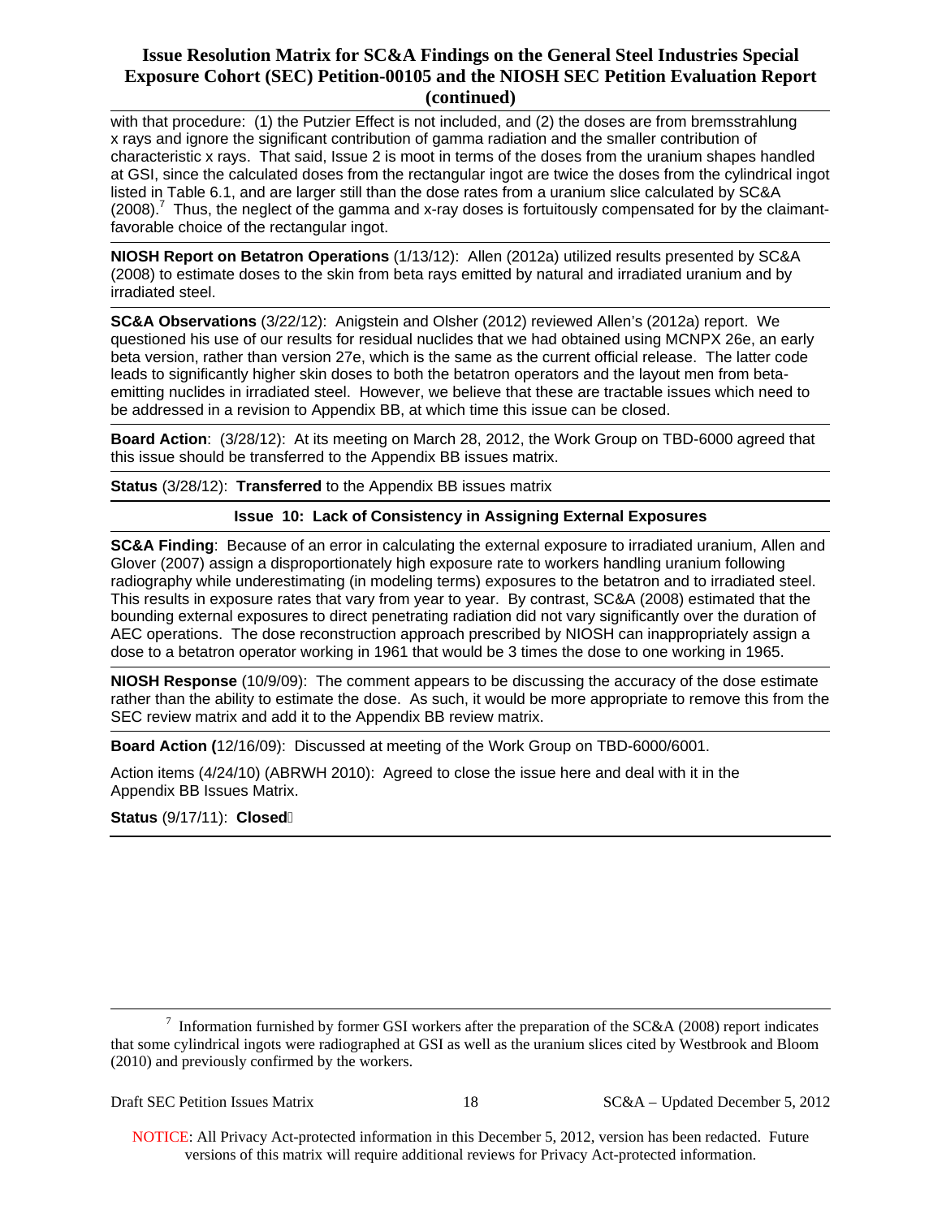with that procedure: (1) the Putzier Effect is not included, and (2) the doses are from bremsstrahlung x rays and ignore the significant contribution of gamma radiation and the smaller contribution of characteristic x rays. That said, Issue 2 is moot in terms of the doses from the uranium shapes handled at GSI, since the calculated doses from the rectangular ingot are twice the doses from the cylindrical ingot listed in Table 6.1, and are larger still than the dose rates from a uranium slice calculated by SC&A (2008).[7] Thus, the neglect of the gamma and x-ray doses is fortuitously compensated for by the claimant-favorable choice of the rectangular ingot.

**NIOSH Report on Betatron Operations** (1/13/12): Allen (2012a) utilized results presented by SC&A (2008) to estimate doses to the skin from beta rays emitted by natural and irradiated uranium and by irradiated steel.

**SC&A Observations** (3/22/12): Anigstein and Olsher (2012) reviewed Allen's (2012a) report. We questioned his use of our results for residual nuclides that we had obtained using MCNPX 26e, an early beta version, rather than version 27e, which is the same as the current official release. The latter code leads to significantly higher skin doses to both the betatron operators and the layout men from beta-emitting nuclides in irradiated steel. However, we believe that these are tractable issues which need to be addressed in a revision to Appendix BB, at which time this issue can be closed.

**Board Action**: (3/28/12): At its meeting on March 28, 2012, the Work Group on TBD-6000 agreed that this issue should be transferred to the Appendix BB issues matrix.

**Status** (3/28/12): **Transferred** to the Appendix BB issues matrix

### Issue 10: Lack of Consistency in Assigning External Exposures

**SC&A Finding**: Because of an error in calculating the external exposure to irradiated uranium, Allen and Glover (2007) assign a disproportionately high exposure rate to workers handling uranium following radiography while underestimating (in modeling terms) exposures to the betatron and to irradiated steel. This results in exposure rates that vary from year to year. By contrast, SC&A (2008) estimated that the bounding external exposures to direct penetrating radiation did not vary significantly over the duration of AEC operations. The dose reconstruction approach prescribed by NIOSH can inappropriately assign a dose to a betatron operator working in 1961 that would be 3 times the dose to one working in 1965.

**NIOSH Response** (10/9/09): The comment appears to be discussing the accuracy of the dose estimate rather than the ability to estimate the dose. As such, it would be more appropriate to remove this from the SEC review matrix and add it to the Appendix BB review matrix.

**Board Action (**12/16/09): Discussed at meeting of the Work Group on TBD-6000/6001.

Action items (4/24/10) (ABRWH 2010): Agreed to close the issue here and deal with it in the Appendix BB Issues Matrix.

**Status** (9/17/11): **Closed**

---

[7] Information furnished by former GSI workers after the preparation of the SC&A (2008) report indicates that some cylindrical ingots were radiographed at GSI as well as the uranium slices cited by Westbrook and Bloom (2010) and previously confirmed by the workers.

NOTICE: All Privacy Act-protected information in this December 5, 2012, version has been redacted. Future versions of this matrix will require additional reviews for Privacy Act-protected information.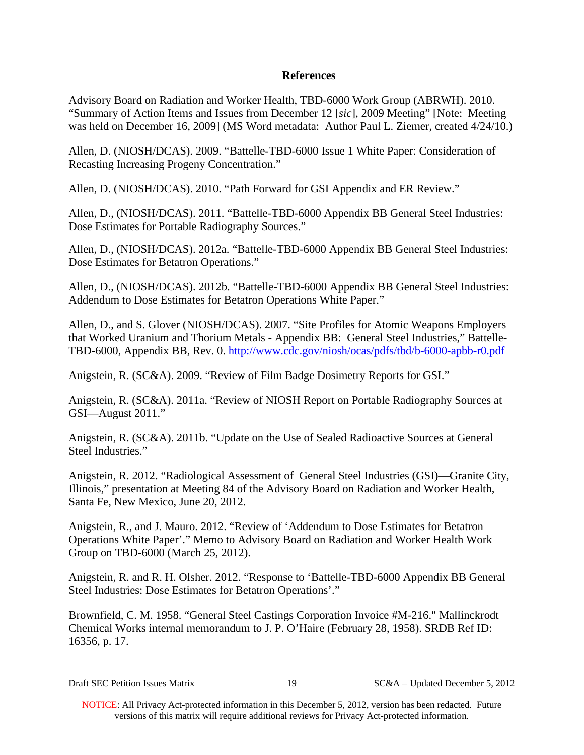## References

Advisory Board on Radiation and Worker Health, TBD-6000 Work Group (ABRWH). 2010. "Summary of Action Items and Issues from December 12 [*sic*], 2009 Meeting" [Note: Meeting was held on December 16, 2009] (MS Word metadata: Author Paul L. Ziemer, created 4/24/10.)

Allen, D. (NIOSH/DCAS). 2009. "Battelle-TBD-6000 Issue 1 White Paper: Consideration of Recasting Increasing Progeny Concentration."

Allen, D. (NIOSH/DCAS). 2010. "Path Forward for GSI Appendix and ER Review."

Allen, D., (NIOSH/DCAS). 2011. "Battelle-TBD-6000 Appendix BB General Steel Industries: Dose Estimates for Portable Radiography Sources."

Allen, D., (NIOSH/DCAS). 2012a. "Battelle-TBD-6000 Appendix BB General Steel Industries: Dose Estimates for Betatron Operations."

Allen, D., (NIOSH/DCAS). 2012b. "Battelle-TBD-6000 Appendix BB General Steel Industries: Addendum to Dose Estimates for Betatron Operations White Paper."

Allen, D., and S. Glover (NIOSH/DCAS). 2007. "Site Profiles for Atomic Weapons Employers that Worked Uranium and Thorium Metals - Appendix BB: General Steel Industries," Battelle-TBD-6000, Appendix BB, Rev. 0. http://www.cdc.gov/niosh/ocas/pdfs/tbd/b-6000-apbb-r0.pdf

Anigstein, R. (SC&A). 2009. "Review of Film Badge Dosimetry Reports for GSI."

Anigstein, R. (SC&A). 2011a. "Review of NIOSH Report on Portable Radiography Sources at GSI—August 2011."

Anigstein, R. (SC&A). 2011b. "Update on the Use of Sealed Radioactive Sources at General Steel Industries."

Anigstein, R. 2012. "Radiological Assessment of General Steel Industries (GSI)—Granite City, Illinois," presentation at Meeting 84 of the Advisory Board on Radiation and Worker Health, Santa Fe, New Mexico, June 20, 2012.

Anigstein, R., and J. Mauro. 2012. "Review of 'Addendum to Dose Estimates for Betatron Operations White Paper'." Memo to Advisory Board on Radiation and Worker Health Work Group on TBD-6000 (March 25, 2012).

Anigstein, R. and R. H. Olsher. 2012. "Response to 'Battelle-TBD-6000 Appendix BB General Steel Industries: Dose Estimates for Betatron Operations'."

Brownfield, C. M. 1958. "General Steel Castings Corporation Invoice #M-216." Mallinckrodt Chemical Works internal memorandum to J. P. O'Haire (February 28, 1958). SRDB Ref ID: 16356, p. 17.

NOTICE: All Privacy Act-protected information in this December 5, 2012, version has been redacted. Future versions of this matrix will require additional reviews for Privacy Act-protected information.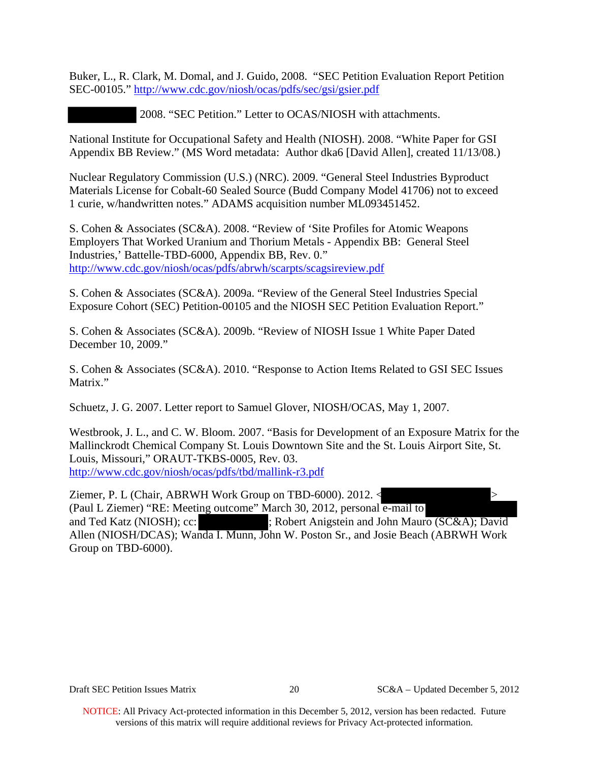Buker, L., R. Clark, M. Domal, and J. Guido, 2008. "SEC Petition Evaluation Report Petition SEC-00105." http://www.cdc.gov/niosh/ocas/pdfs/sec/gsi/gsier.pdf

[REDACTED] 2008. "SEC Petition." Letter to OCAS/NIOSH with attachments.

National Institute for Occupational Safety and Health (NIOSH). 2008. "White Paper for GSI Appendix BB Review." (MS Word metadata: Author dka6 [David Allen], created 11/13/08.)

Nuclear Regulatory Commission (U.S.) (NRC). 2009. "General Steel Industries Byproduct Materials License for Cobalt-60 Sealed Source (Budd Company Model 41706) not to exceed 1 curie, w/handwritten notes." ADAMS acquisition number ML093451452.

S. Cohen & Associates (SC&A). 2008. "Review of 'Site Profiles for Atomic Weapons Employers That Worked Uranium and Thorium Metals - Appendix BB: General Steel Industries,' Battelle-TBD-6000, Appendix BB, Rev. 0." http://www.cdc.gov/niosh/ocas/pdfs/abrwh/scarpts/scagsireview.pdf

S. Cohen & Associates (SC&A). 2009a. "Review of the General Steel Industries Special Exposure Cohort (SEC) Petition-00105 and the NIOSH SEC Petition Evaluation Report."

S. Cohen & Associates (SC&A). 2009b. "Review of NIOSH Issue 1 White Paper Dated December 10, 2009."

S. Cohen & Associates (SC&A). 2010. "Response to Action Items Related to GSI SEC Issues Matrix."

Schuetz, J. G. 2007. Letter report to Samuel Glover, NIOSH/OCAS, May 1, 2007.

Westbrook, J. L., and C. W. Bloom. 2007. "Basis for Development of an Exposure Matrix for the Mallinckrodt Chemical Company St. Louis Downtown Site and the St. Louis Airport Site, St. Louis, Missouri," ORAUT-TKBS-0005, Rev. 03. http://www.cdc.gov/niosh/ocas/pdfs/tbd/mallink-r3.pdf

Ziemer, P. L (Chair, ABRWH Work Group on TBD-6000). 2012. <[REDACTED]> (Paul L Ziemer) "RE: Meeting outcome" March 30, 2012, personal e-mail to [REDACTED] and Ted Katz (NIOSH); cc: [REDACTED]; Robert Anigstein and John Mauro (SC&A); David Allen (NIOSH/DCAS); Wanda I. Munn, John W. Poston Sr., and Josie Beach (ABRWH Work Group on TBD-6000).

NOTICE: All Privacy Act-protected information in this December 5, 2012, version has been redacted. Future versions of this matrix will require additional reviews for Privacy Act-protected information.